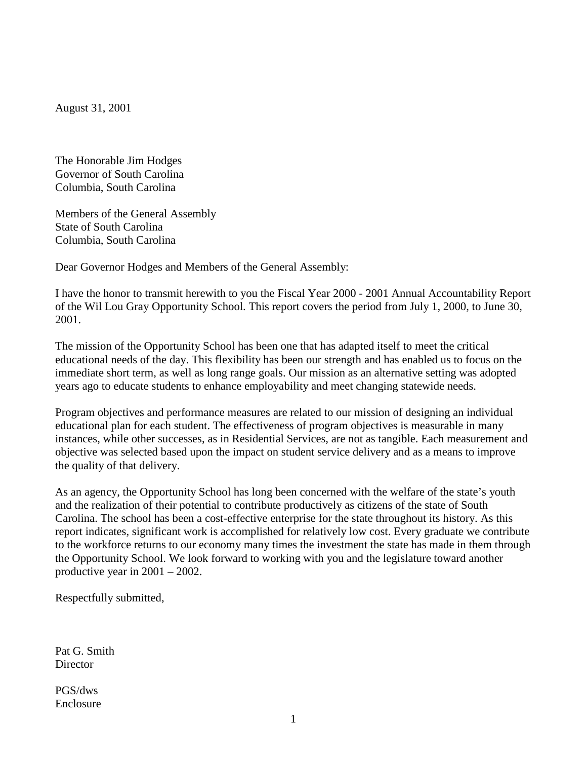August 31, 2001

The Honorable Jim Hodges
Governor of South Carolina
Columbia, South Carolina

Members of the General Assembly
State of South Carolina
Columbia, South Carolina

Dear Governor Hodges and Members of the General Assembly:

I have the honor to transmit herewith to you the Fiscal Year 2000 - 2001 Annual Accountability Report of the Wil Lou Gray Opportunity School. This report covers the period from July 1, 2000, to June 30, 2001.

The mission of the Opportunity School has been one that has adapted itself to meet the critical educational needs of the day. This flexibility has been our strength and has enabled us to focus on the immediate short term, as well as long range goals. Our mission as an alternative setting was adopted years ago to educate students to enhance employability and meet changing statewide needs.

Program objectives and performance measures are related to our mission of designing an individual educational plan for each student. The effectiveness of program objectives is measurable in many instances, while other successes, as in Residential Services, are not as tangible. Each measurement and objective was selected based upon the impact on student service delivery and as a means to improve the quality of that delivery.

As an agency, the Opportunity School has long been concerned with the welfare of the state's youth and the realization of their potential to contribute productively as citizens of the state of South Carolina. The school has been a cost-effective enterprise for the state throughout its history. As this report indicates, significant work is accomplished for relatively low cost. Every graduate we contribute to the workforce returns to our economy many times the investment the state has made in them through the Opportunity School. We look forward to working with you and the legislature toward another productive year in 2001 – 2002.

Respectfully submitted,

Pat G. Smith
Director

PGS/dws
Enclosure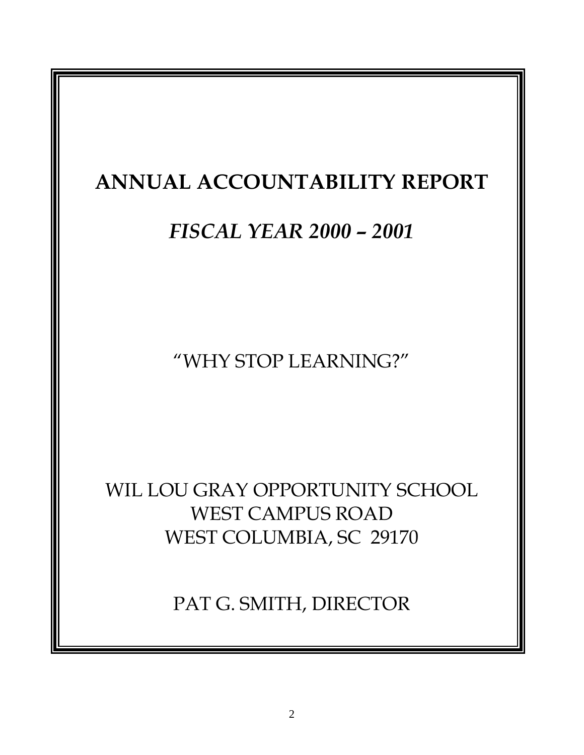# ANNUAL ACCOUNTABILITY REPORT

## *FISCAL YEAR 2000 – 2001*

"WHY STOP LEARNING?"

WIL LOU GRAY OPPORTUNITY SCHOOL
WEST CAMPUS ROAD
WEST COLUMBIA, SC 29170

PAT G. SMITH, DIRECTOR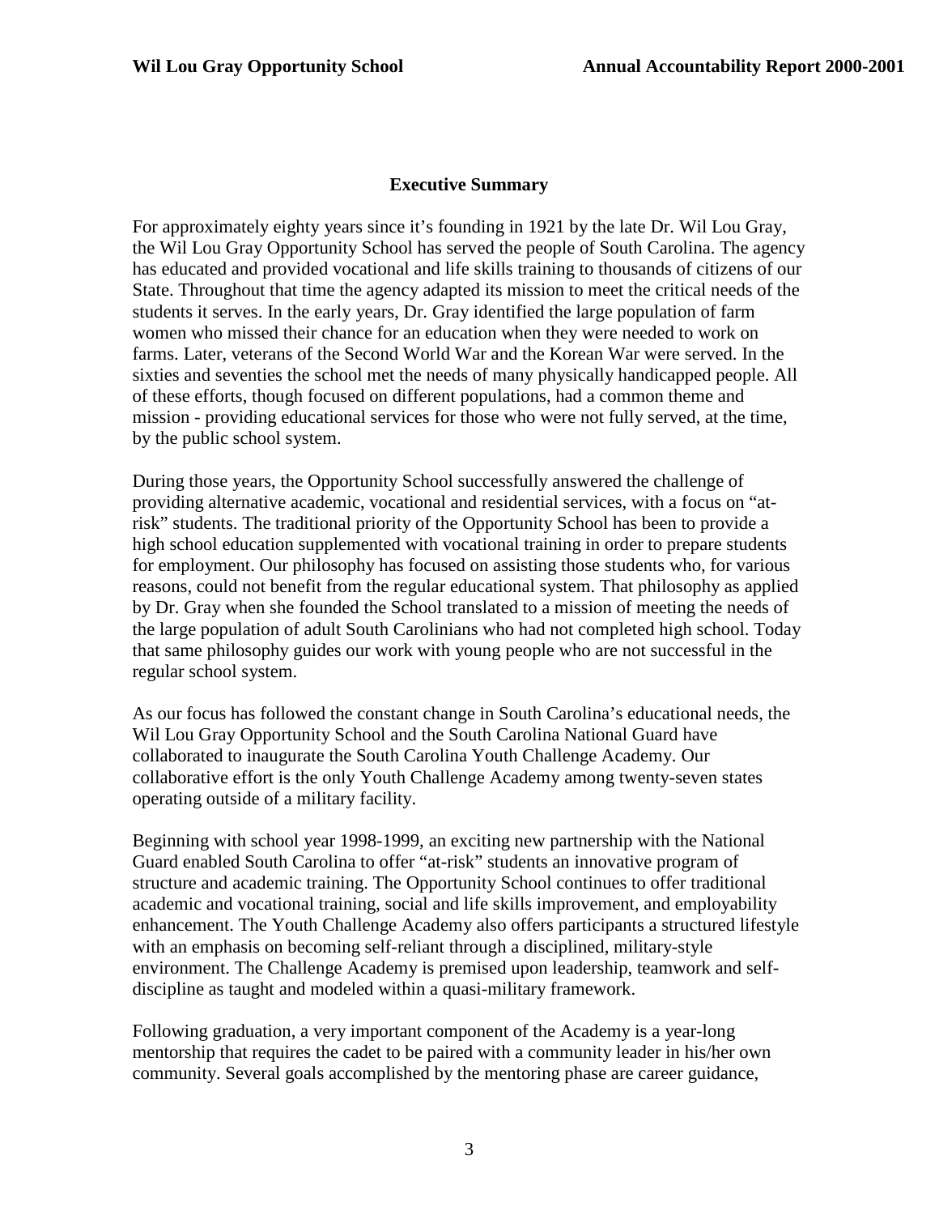## Executive Summary

For approximately eighty years since it's founding in 1921 by the late Dr. Wil Lou Gray, the Wil Lou Gray Opportunity School has served the people of South Carolina. The agency has educated and provided vocational and life skills training to thousands of citizens of our State. Throughout that time the agency adapted its mission to meet the critical needs of the students it serves. In the early years, Dr. Gray identified the large population of farm women who missed their chance for an education when they were needed to work on farms. Later, veterans of the Second World War and the Korean War were served. In the sixties and seventies the school met the needs of many physically handicapped people. All of these efforts, though focused on different populations, had a common theme and mission - providing educational services for those who were not fully served, at the time, by the public school system.

During those years, the Opportunity School successfully answered the challenge of providing alternative academic, vocational and residential services, with a focus on "at-risk" students. The traditional priority of the Opportunity School has been to provide a high school education supplemented with vocational training in order to prepare students for employment. Our philosophy has focused on assisting those students who, for various reasons, could not benefit from the regular educational system. That philosophy as applied by Dr. Gray when she founded the School translated to a mission of meeting the needs of the large population of adult South Carolinians who had not completed high school. Today that same philosophy guides our work with young people who are not successful in the regular school system.

As our focus has followed the constant change in South Carolina's educational needs, the Wil Lou Gray Opportunity School and the South Carolina National Guard have collaborated to inaugurate the South Carolina Youth Challenge Academy. Our collaborative effort is the only Youth Challenge Academy among twenty-seven states operating outside of a military facility.

Beginning with school year 1998-1999, an exciting new partnership with the National Guard enabled South Carolina to offer "at-risk" students an innovative program of structure and academic training. The Opportunity School continues to offer traditional academic and vocational training, social and life skills improvement, and employability enhancement. The Youth Challenge Academy also offers participants a structured lifestyle with an emphasis on becoming self-reliant through a disciplined, military-style environment. The Challenge Academy is premised upon leadership, teamwork and self-discipline as taught and modeled within a quasi-military framework.

Following graduation, a very important component of the Academy is a year-long mentorship that requires the cadet to be paired with a community leader in his/her own community. Several goals accomplished by the mentoring phase are career guidance,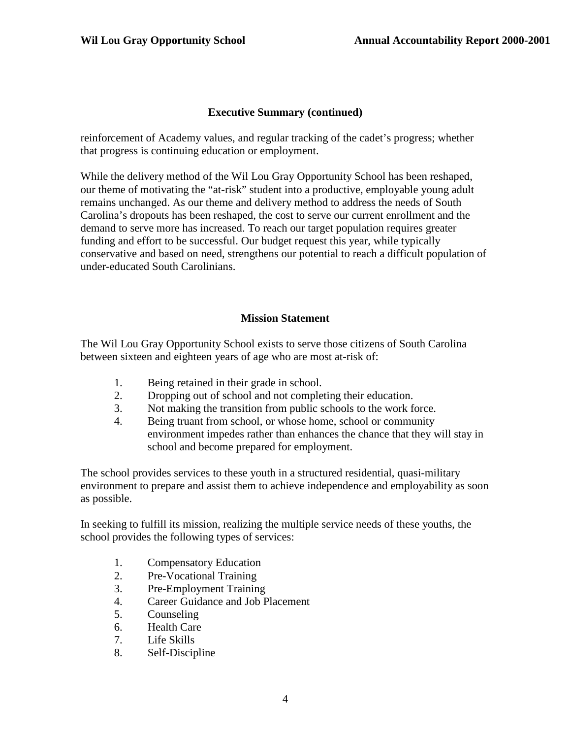## Executive Summary (continued)

reinforcement of Academy values, and regular tracking of the cadet's progress; whether that progress is continuing education or employment.

While the delivery method of the Wil Lou Gray Opportunity School has been reshaped, our theme of motivating the "at-risk" student into a productive, employable young adult remains unchanged. As our theme and delivery method to address the needs of South Carolina's dropouts has been reshaped, the cost to serve our current enrollment and the demand to serve more has increased. To reach our target population requires greater funding and effort to be successful. Our budget request this year, while typically conservative and based on need, strengthens our potential to reach a difficult population of under-educated South Carolinians.

## Mission Statement

The Wil Lou Gray Opportunity School exists to serve those citizens of South Carolina between sixteen and eighteen years of age who are most at-risk of:

1. Being retained in their grade in school.
2. Dropping out of school and not completing their education.
3. Not making the transition from public schools to the work force.
4. Being truant from school, or whose home, school or community environment impedes rather than enhances the chance that they will stay in school and become prepared for employment.

The school provides services to these youth in a structured residential, quasi-military environment to prepare and assist them to achieve independence and employability as soon as possible.

In seeking to fulfill its mission, realizing the multiple service needs of these youths, the school provides the following types of services:

1. Compensatory Education
2. Pre-Vocational Training
3. Pre-Employment Training
4. Career Guidance and Job Placement
5. Counseling
6. Health Care
7. Life Skills
8. Self-Discipline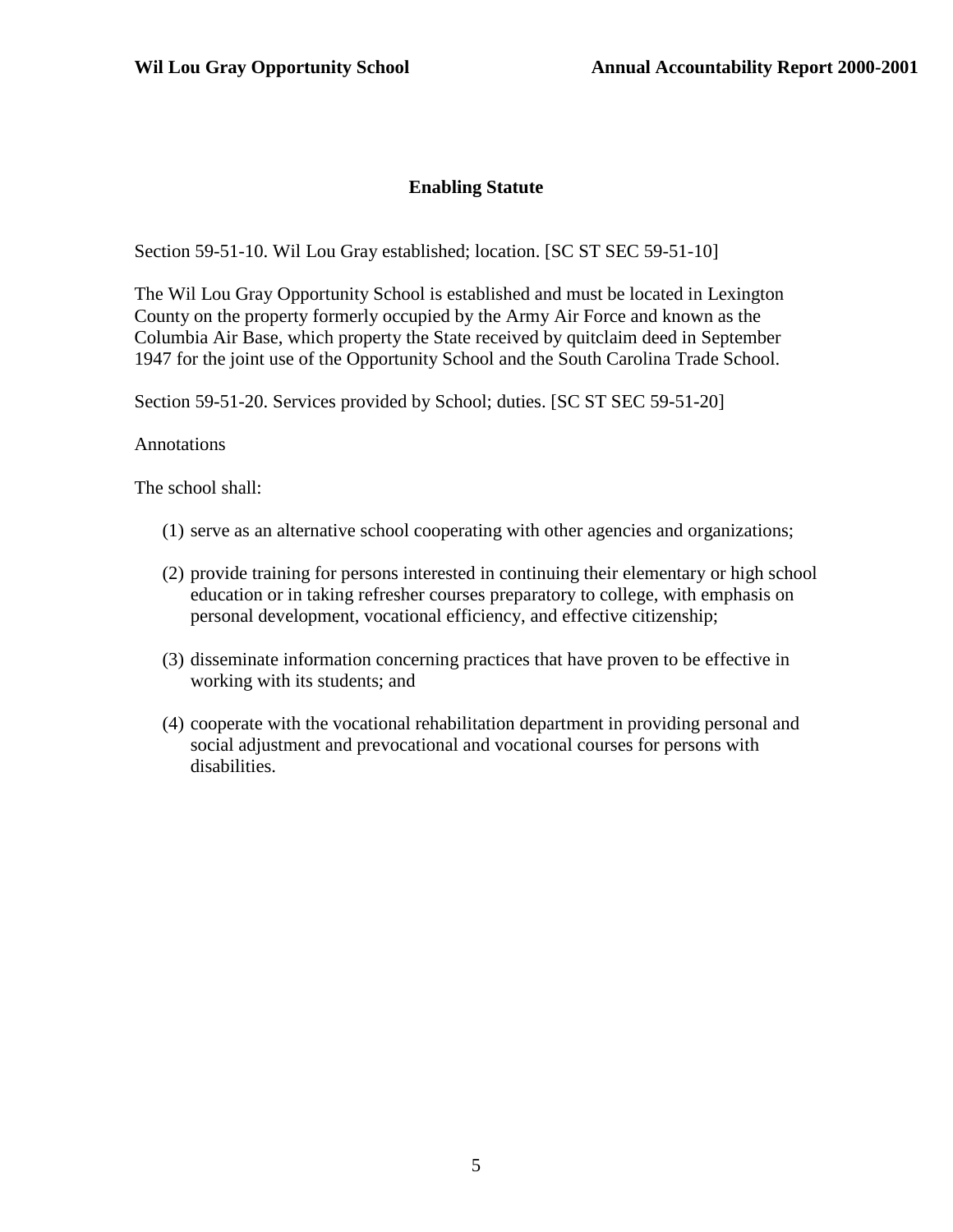## Enabling Statute

Section 59-51-10. Wil Lou Gray established; location. [SC ST SEC 59-51-10]

The Wil Lou Gray Opportunity School is established and must be located in Lexington County on the property formerly occupied by the Army Air Force and known as the Columbia Air Base, which property the State received by quitclaim deed in September 1947 for the joint use of the Opportunity School and the South Carolina Trade School.

Section 59-51-20. Services provided by School; duties. [SC ST SEC 59-51-20]

Annotations

The school shall:

(1) serve as an alternative school cooperating with other agencies and organizations;

(2) provide training for persons interested in continuing their elementary or high school education or in taking refresher courses preparatory to college, with emphasis on personal development, vocational efficiency, and effective citizenship;

(3) disseminate information concerning practices that have proven to be effective in working with its students; and

(4) cooperate with the vocational rehabilitation department in providing personal and social adjustment and prevocational and vocational courses for persons with disabilities.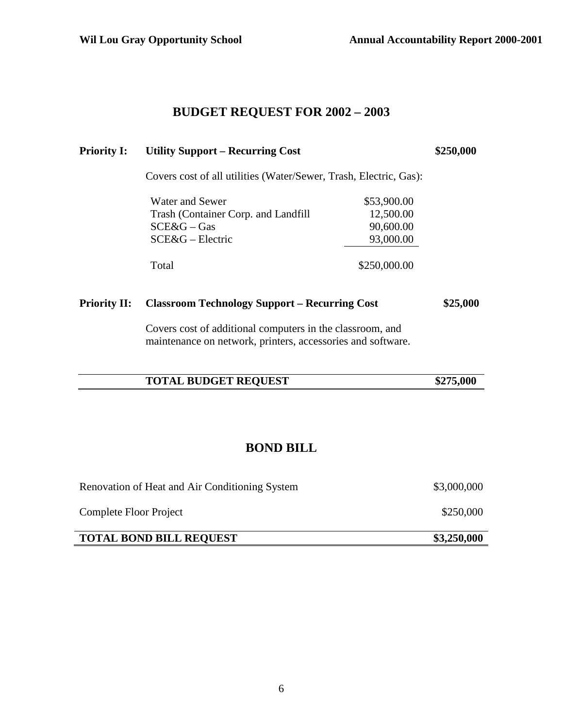# BUDGET REQUEST FOR 2002 – 2003

**Priority I:** **Utility Support – Recurring Cost** **$250,000**

Covers cost of all utilities (Water/Sewer, Trash, Electric, Gas):

| | |
|---|---|
| Water and Sewer | $53,900.00 |
| Trash (Container Corp. and Landfill | 12,500.00 |
| SCE&G – Gas | 90,600.00 |
| SCE&G – Electric | 93,000.00 |
| Total | $250,000.00 |

**Priority II:** **Classroom Technology Support – Recurring Cost** **$25,000**

Covers cost of additional computers in the classroom, and maintenance on network, printers, accessories and software.

| | |
|---|---|
| **TOTAL BUDGET REQUEST** | **$275,000** |

# BOND BILL

| | |
|---|---|
| Renovation of Heat and Air Conditioning System | $3,000,000 |
| Complete Floor Project | $250,000 |
| **TOTAL BOND BILL REQUEST** | **$3,250,000** |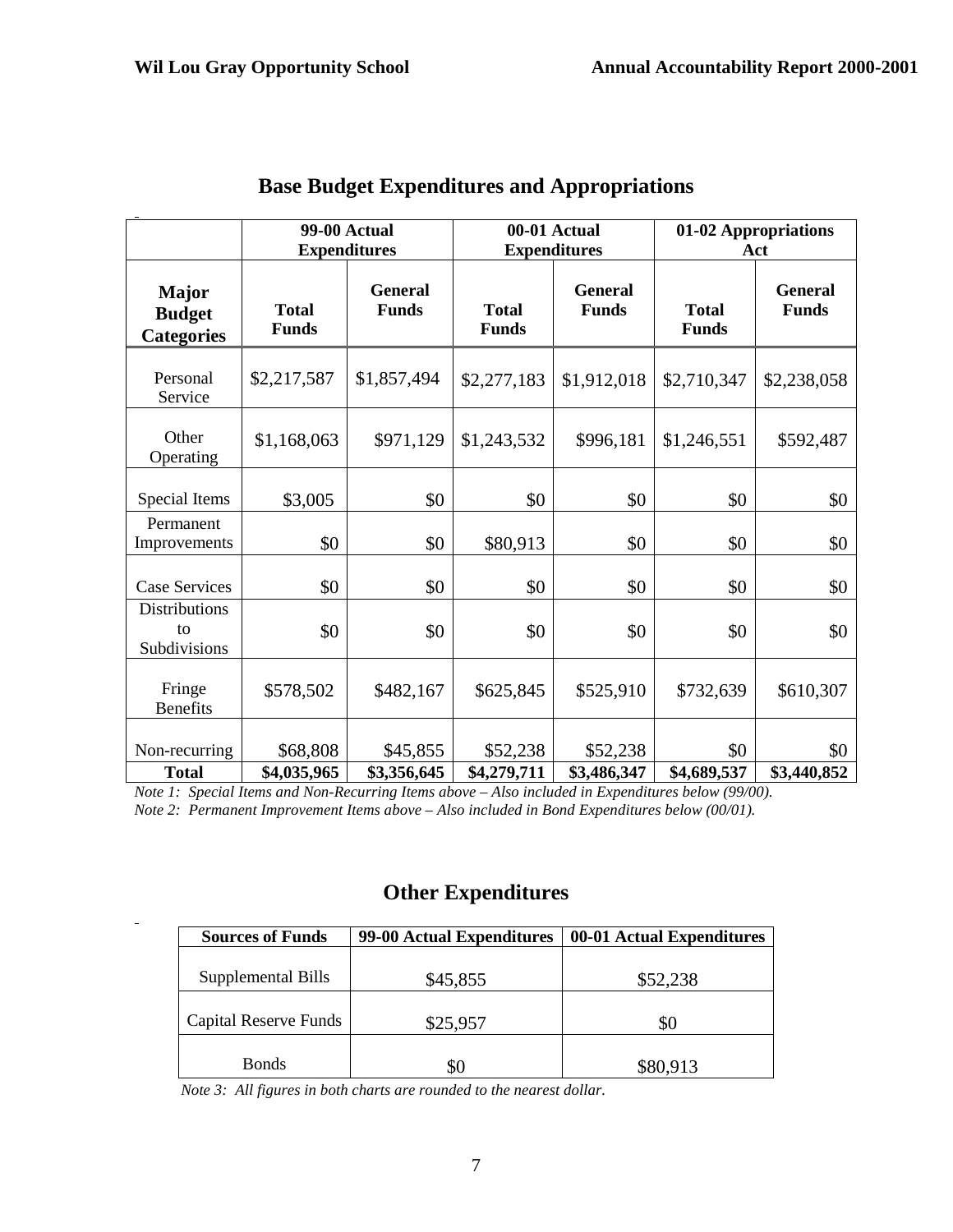## Base Budget Expenditures and Appropriations

| | 99-00 Actual Expenditures | | 00-01 Actual Expenditures | | 01-02 Appropriations Act | |
|---|---|---|---|---|---|---|
| **Major Budget Categories** | **Total Funds** | **General Funds** | **Total Funds** | **General Funds** | **Total Funds** | **General Funds** |
| Personal Service | $2,217,587 | $1,857,494 | $2,277,183 | $1,912,018 | $2,710,347 | $2,238,058 |
| Other Operating | $1,168,063 | $971,129 | $1,243,532 | $996,181 | $1,246,551 | $592,487 |
| Special Items | $3,005 | $0 | $0 | $0 | $0 | $0 |
| Permanent Improvements | $0 | $0 | $80,913 | $0 | $0 | $0 |
| Case Services | $0 | $0 | $0 | $0 | $0 | $0 |
| Distributions to Subdivisions | $0 | $0 | $0 | $0 | $0 | $0 |
| Fringe Benefits | $578,502 | $482,167 | $625,845 | $525,910 | $732,639 | $610,307 |
| Non-recurring | $68,808 | $45,855 | $52,238 | $52,238 | $0 | $0 |
| **Total** | **$4,035,965** | **$3,356,645** | **$4,279,711** | **$3,486,347** | **$4,689,537** | **$3,440,852** |

*Note 1: Special Items and Non-Recurring Items above – Also included in Expenditures below (99/00).*
*Note 2: Permanent Improvement Items above – Also included in Bond Expenditures below (00/01).*

## Other Expenditures

| Sources of Funds | 99-00 Actual Expenditures | 00-01 Actual Expenditures |
|---|---|---|
| Supplemental Bills | $45,855 | $52,238 |
| Capital Reserve Funds | $25,957 | $0 |
| Bonds | $0 | $80,913 |

*Note 3: All figures in both charts are rounded to the nearest dollar.*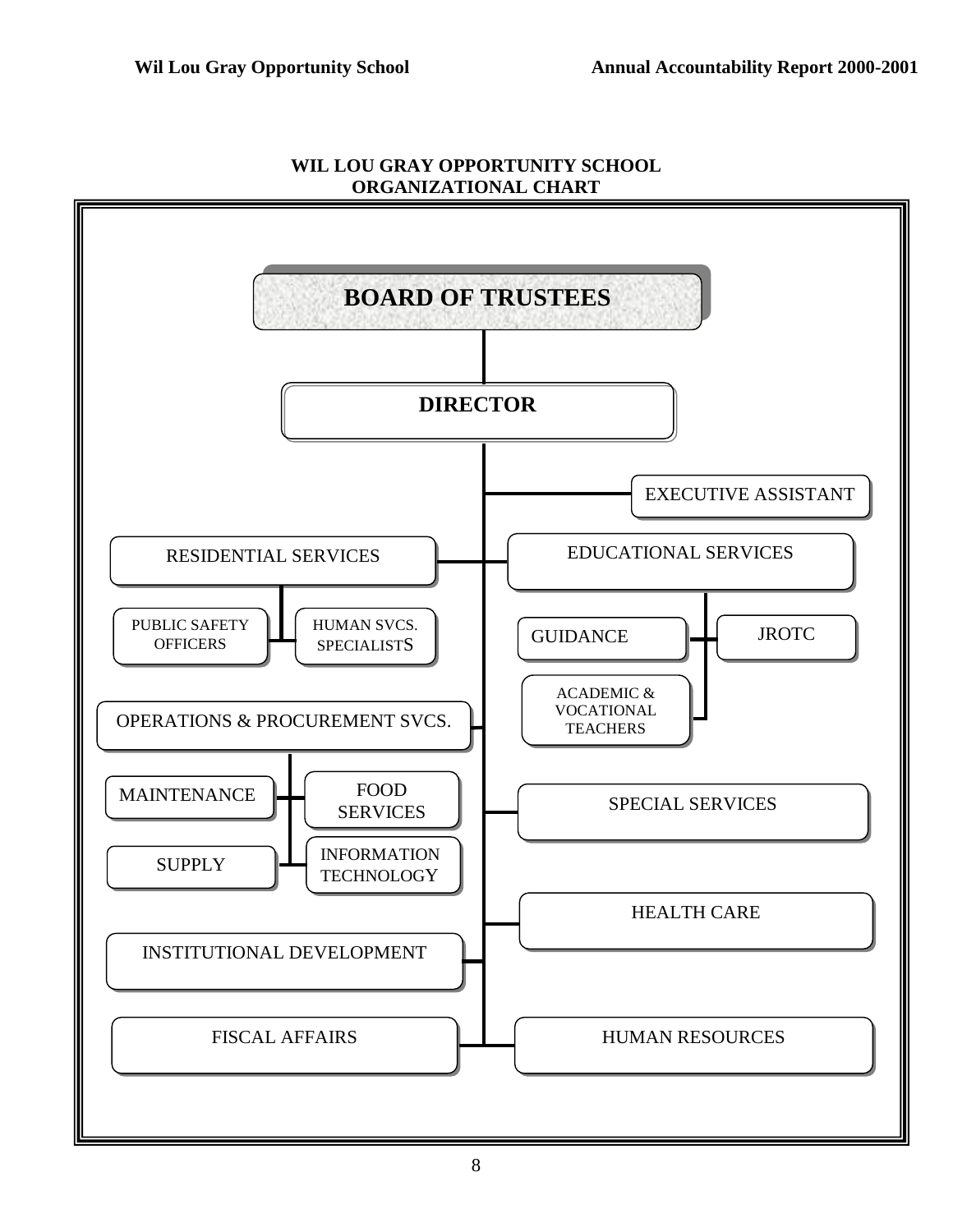**WIL LOU GRAY OPPORTUNITY SCHOOL**
**ORGANIZATIONAL CHART**

BOARD OF TRUSTEES

DIRECTOR

EXECUTIVE ASSISTANT

RESIDENTIAL SERVICES

PUBLIC SAFETY OFFICERS

HUMAN SVCS. SPECIALISTS

EDUCATIONAL SERVICES

GUIDANCE

JROTC

ACADEMIC & VOCATIONAL TEACHERS

OPERATIONS & PROCUREMENT SVCS.

MAINTENANCE

FOOD SERVICES

SUPPLY

INFORMATION TECHNOLOGY

SPECIAL SERVICES

HEALTH CARE

INSTITUTIONAL DEVELOPMENT

FISCAL AFFAIRS

HUMAN RESOURCES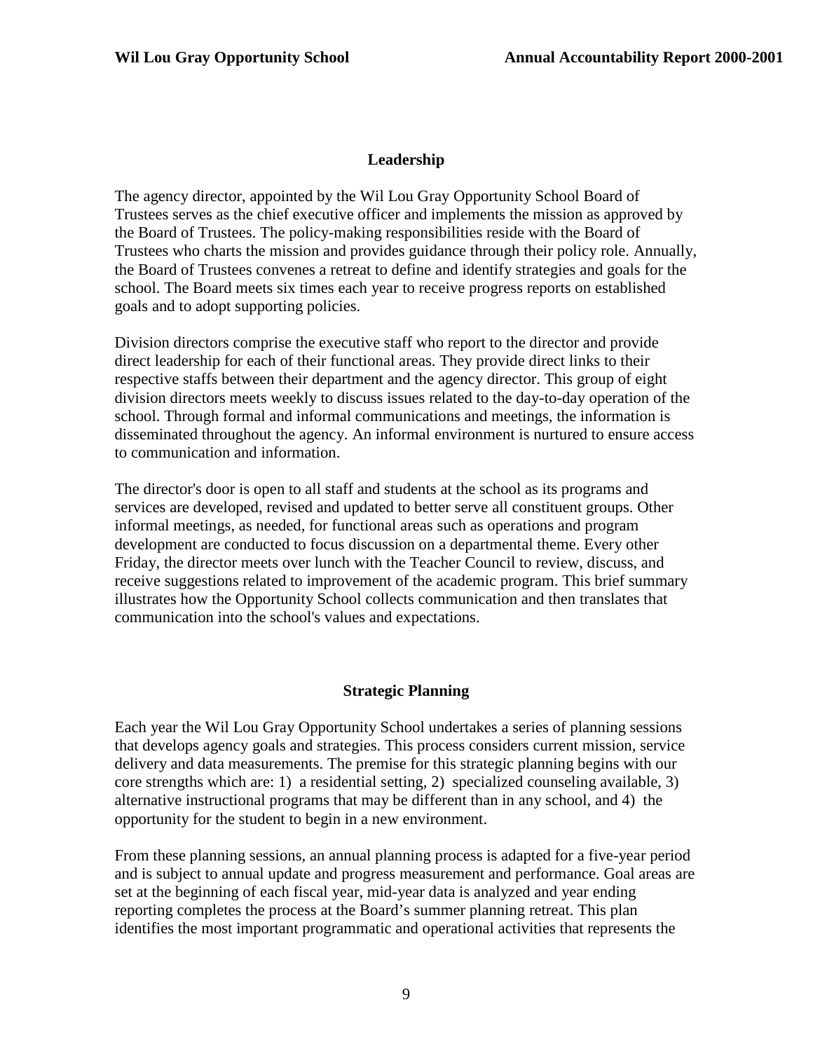## Leadership

The agency director, appointed by the Wil Lou Gray Opportunity School Board of Trustees serves as the chief executive officer and implements the mission as approved by the Board of Trustees. The policy-making responsibilities reside with the Board of Trustees who charts the mission and provides guidance through their policy role. Annually, the Board of Trustees convenes a retreat to define and identify strategies and goals for the school. The Board meets six times each year to receive progress reports on established goals and to adopt supporting policies.

Division directors comprise the executive staff who report to the director and provide direct leadership for each of their functional areas. They provide direct links to their respective staffs between their department and the agency director. This group of eight division directors meets weekly to discuss issues related to the day-to-day operation of the school. Through formal and informal communications and meetings, the information is disseminated throughout the agency. An informal environment is nurtured to ensure access to communication and information.

The director's door is open to all staff and students at the school as its programs and services are developed, revised and updated to better serve all constituent groups. Other informal meetings, as needed, for functional areas such as operations and program development are conducted to focus discussion on a departmental theme. Every other Friday, the director meets over lunch with the Teacher Council to review, discuss, and receive suggestions related to improvement of the academic program. This brief summary illustrates how the Opportunity School collects communication and then translates that communication into the school's values and expectations.

## Strategic Planning

Each year the Wil Lou Gray Opportunity School undertakes a series of planning sessions that develops agency goals and strategies. This process considers current mission, service delivery and data measurements. The premise for this strategic planning begins with our core strengths which are: 1) a residential setting, 2) specialized counseling available, 3) alternative instructional programs that may be different than in any school, and 4) the opportunity for the student to begin in a new environment.

From these planning sessions, an annual planning process is adapted for a five-year period and is subject to annual update and progress measurement and performance. Goal areas are set at the beginning of each fiscal year, mid-year data is analyzed and year ending reporting completes the process at the Board's summer planning retreat. This plan identifies the most important programmatic and operational activities that represents the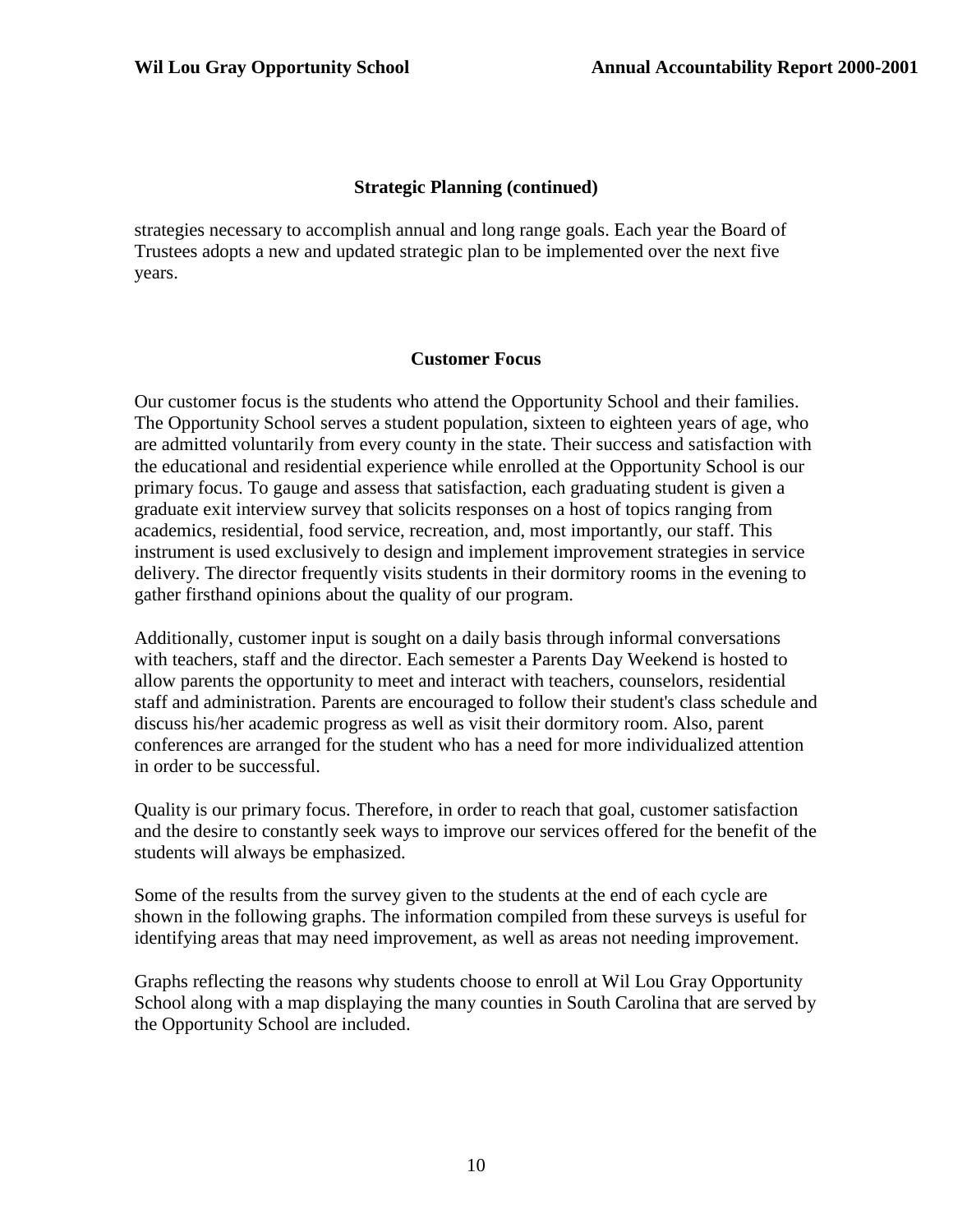## Strategic Planning (continued)

strategies necessary to accomplish annual and long range goals. Each year the Board of Trustees adopts a new and updated strategic plan to be implemented over the next five years.

## Customer Focus

Our customer focus is the students who attend the Opportunity School and their families. The Opportunity School serves a student population, sixteen to eighteen years of age, who are admitted voluntarily from every county in the state. Their success and satisfaction with the educational and residential experience while enrolled at the Opportunity School is our primary focus. To gauge and assess that satisfaction, each graduating student is given a graduate exit interview survey that solicits responses on a host of topics ranging from academics, residential, food service, recreation, and, most importantly, our staff. This instrument is used exclusively to design and implement improvement strategies in service delivery. The director frequently visits students in their dormitory rooms in the evening to gather firsthand opinions about the quality of our program.

Additionally, customer input is sought on a daily basis through informal conversations with teachers, staff and the director. Each semester a Parents Day Weekend is hosted to allow parents the opportunity to meet and interact with teachers, counselors, residential staff and administration. Parents are encouraged to follow their student's class schedule and discuss his/her academic progress as well as visit their dormitory room. Also, parent conferences are arranged for the student who has a need for more individualized attention in order to be successful.

Quality is our primary focus. Therefore, in order to reach that goal, customer satisfaction and the desire to constantly seek ways to improve our services offered for the benefit of the students will always be emphasized.

Some of the results from the survey given to the students at the end of each cycle are shown in the following graphs. The information compiled from these surveys is useful for identifying areas that may need improvement, as well as areas not needing improvement.

Graphs reflecting the reasons why students choose to enroll at Wil Lou Gray Opportunity School along with a map displaying the many counties in South Carolina that are served by the Opportunity School are included.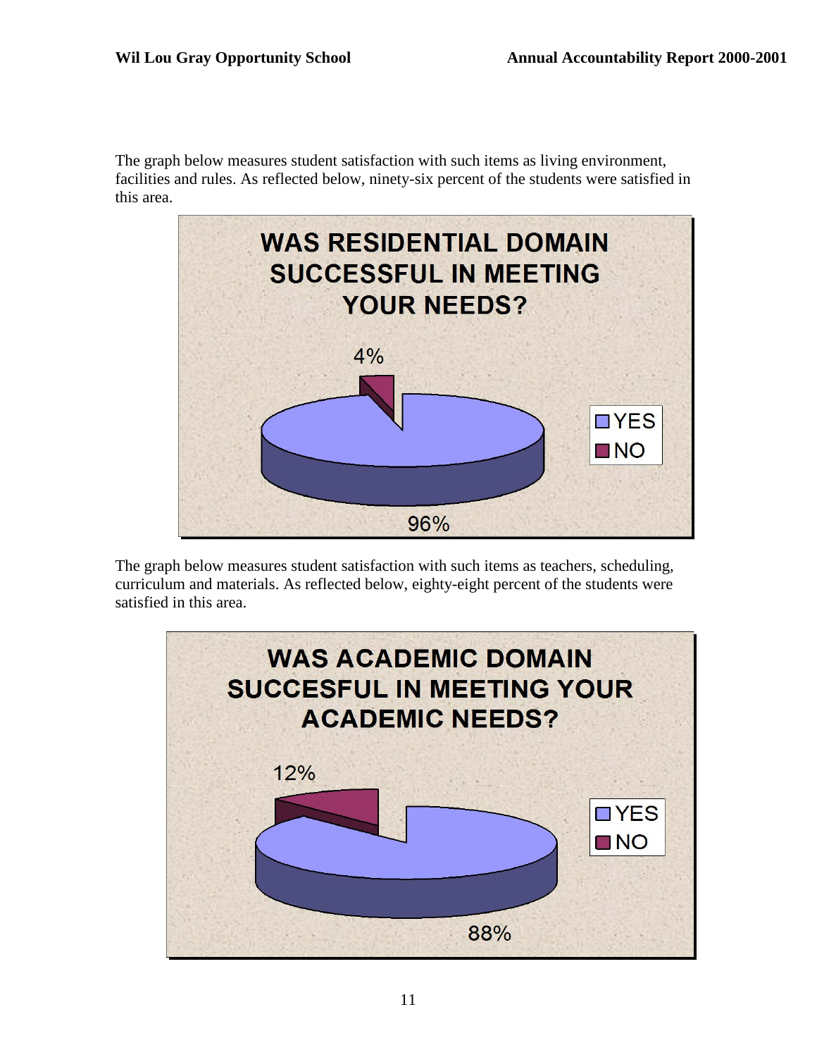The graph below measures student satisfaction with such items as living environment, facilities and rules. As reflected below, ninety-six percent of the students were satisfied in this area.

WAS RESIDENTIAL DOMAIN SUCCESSFUL IN MEETING YOUR NEEDS?

4%

YES

NO

96%

The graph below measures student satisfaction with such items as teachers, scheduling, curriculum and materials. As reflected below, eighty-eight percent of the students were satisfied in this area.

WAS ACADEMIC DOMAIN SUCCESFUL IN MEETING YOUR ACADEMIC NEEDS?

12%

YES

NO

88%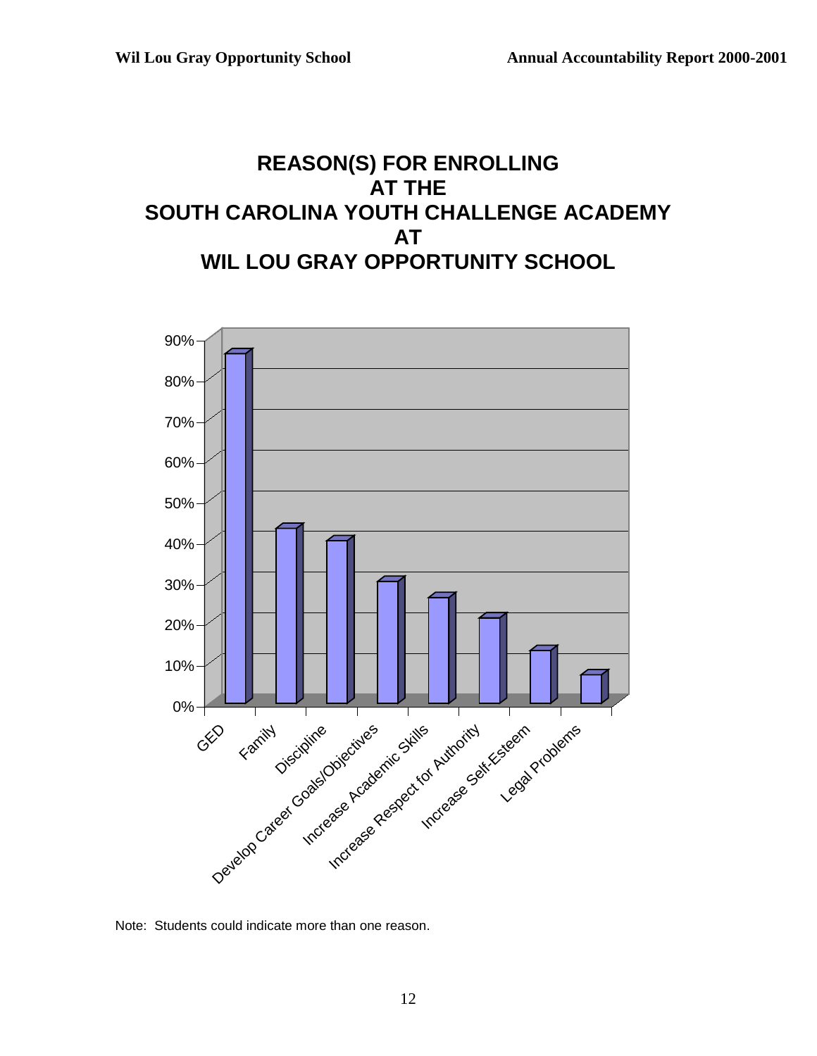# REASON(S) FOR ENROLLING AT THE SOUTH CAROLINA YOUTH CHALLENGE ACADEMY AT WIL LOU GRAY OPPORTUNITY SCHOOL

90%
80%
70%
60%
50%
40%
30%
20%
10%
0%

GED
Family
Discipline
Develop Career Goals/Objectives
Increase Academic Skills
Increase Respect for Authority
Increase Self-Esteem
Legal Problems

Note: Students could indicate more than one reason.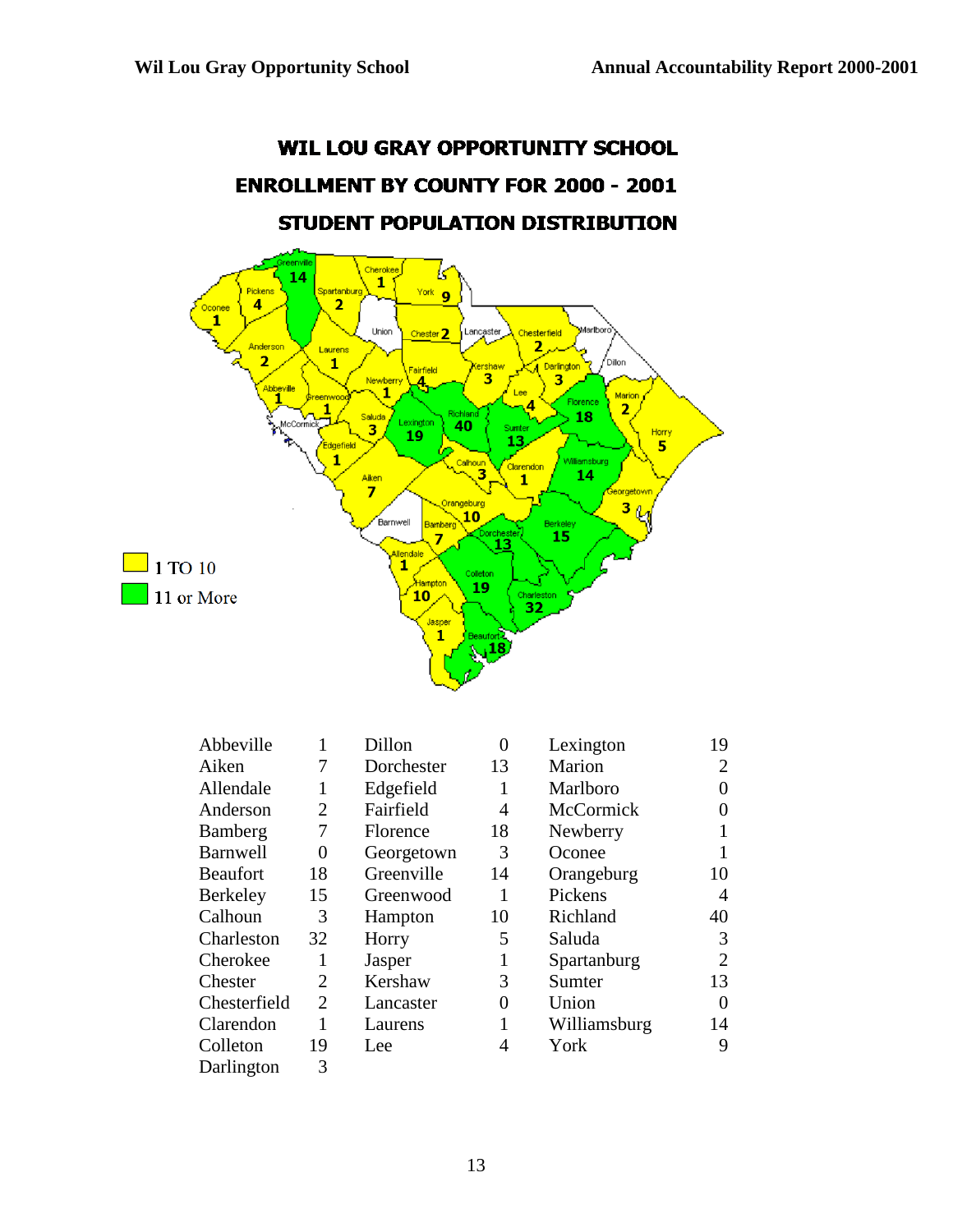# WIL LOU GRAY OPPORTUNITY SCHOOL

## ENROLLMENT BY COUNTY FOR 2000 - 2001

## STUDENT POPULATION DISTRIBUTION

1 TO 10

11 or More

| | | | | | |
|---|---|---|---|---|---|
| Abbeville | 1 | Dillon | 0 | Lexington | 19 |
| Aiken | 7 | Dorchester | 13 | Marion | 2 |
| Allendale | 1 | Edgefield | 1 | Marlboro | 0 |
| Anderson | 2 | Fairfield | 4 | McCormick | 0 |
| Bamberg | 7 | Florence | 18 | Newberry | 1 |
| Barnwell | 0 | Georgetown | 3 | Oconee | 1 |
| Beaufort | 18 | Greenville | 14 | Orangeburg | 10 |
| Berkeley | 15 | Greenwood | 1 | Pickens | 4 |
| Calhoun | 3 | Hampton | 10 | Richland | 40 |
| Charleston | 32 | Horry | 5 | Saluda | 3 |
| Cherokee | 1 | Jasper | 1 | Spartanburg | 2 |
| Chester | 2 | Kershaw | 3 | Sumter | 13 |
| Chesterfield | 2 | Lancaster | 0 | Union | 0 |
| Clarendon | 1 | Laurens | 1 | Williamsburg | 14 |
| Colleton | 19 | Lee | 4 | York | 9 |
| Darlington | 3 | | | | |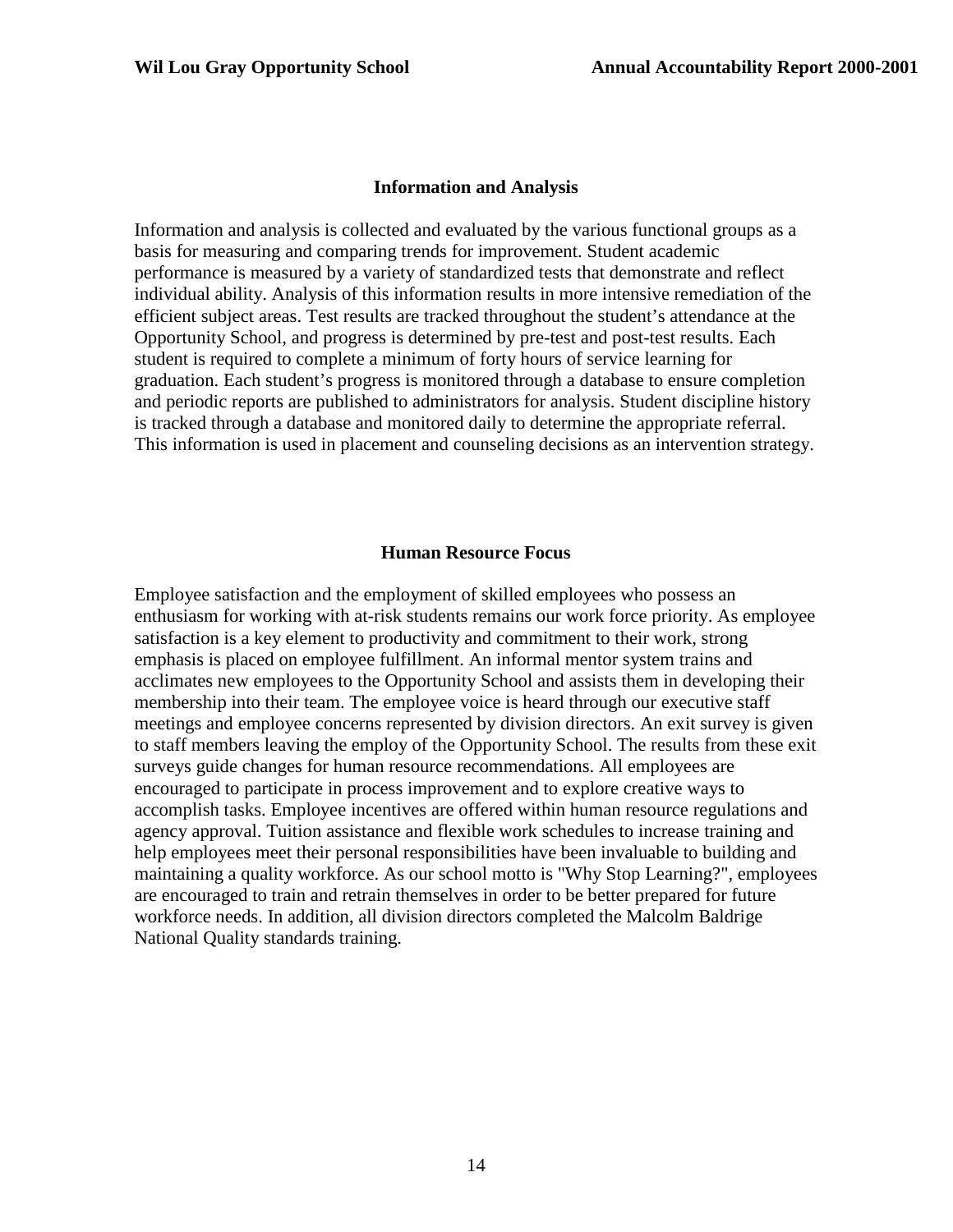## Information and Analysis

Information and analysis is collected and evaluated by the various functional groups as a basis for measuring and comparing trends for improvement. Student academic performance is measured by a variety of standardized tests that demonstrate and reflect individual ability. Analysis of this information results in more intensive remediation of the efficient subject areas. Test results are tracked throughout the student's attendance at the Opportunity School, and progress is determined by pre-test and post-test results. Each student is required to complete a minimum of forty hours of service learning for graduation. Each student's progress is monitored through a database to ensure completion and periodic reports are published to administrators for analysis. Student discipline history is tracked through a database and monitored daily to determine the appropriate referral. This information is used in placement and counseling decisions as an intervention strategy.

## Human Resource Focus

Employee satisfaction and the employment of skilled employees who possess an enthusiasm for working with at-risk students remains our work force priority. As employee satisfaction is a key element to productivity and commitment to their work, strong emphasis is placed on employee fulfillment. An informal mentor system trains and acclimates new employees to the Opportunity School and assists them in developing their membership into their team. The employee voice is heard through our executive staff meetings and employee concerns represented by division directors. An exit survey is given to staff members leaving the employ of the Opportunity School. The results from these exit surveys guide changes for human resource recommendations. All employees are encouraged to participate in process improvement and to explore creative ways to accomplish tasks. Employee incentives are offered within human resource regulations and agency approval. Tuition assistance and flexible work schedules to increase training and help employees meet their personal responsibilities have been invaluable to building and maintaining a quality workforce. As our school motto is "Why Stop Learning?", employees are encouraged to train and retrain themselves in order to be better prepared for future workforce needs. In addition, all division directors completed the Malcolm Baldrige National Quality standards training.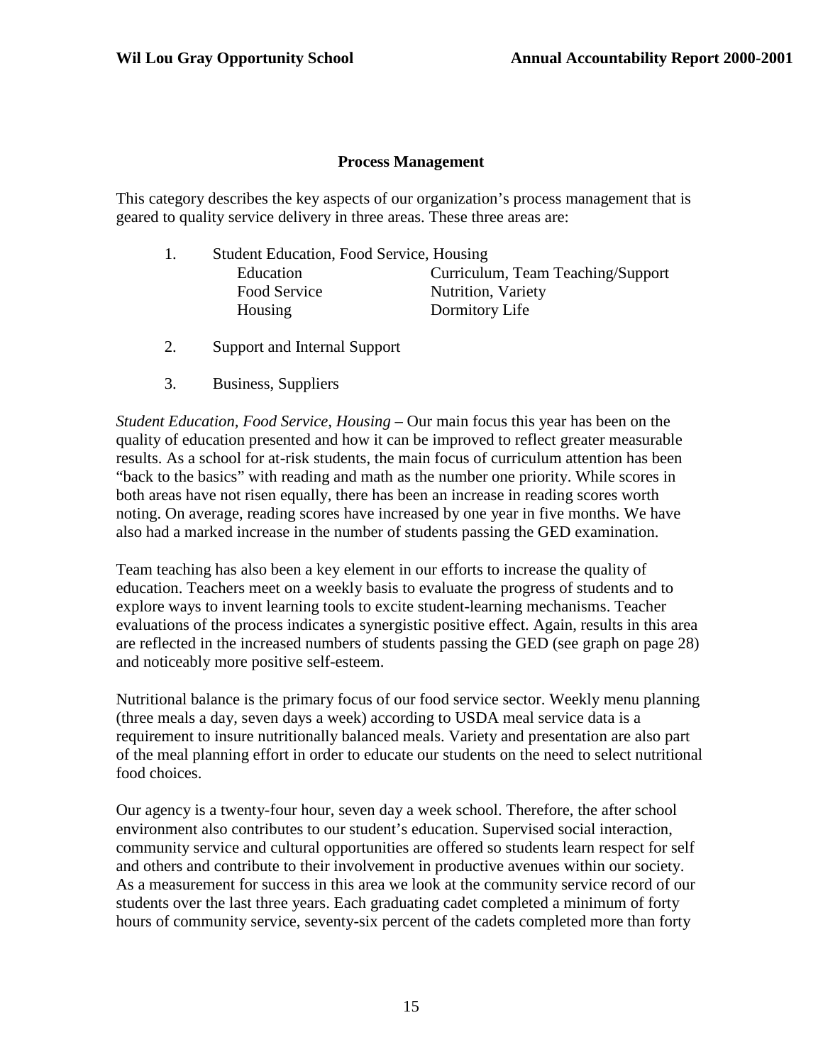## Process Management

This category describes the key aspects of our organization's process management that is geared to quality service delivery in three areas. These three areas are:

1. Student Education, Food Service, Housing

| | |
|---|---|
| Education | Curriculum, Team Teaching/Support |
| Food Service | Nutrition, Variety |
| Housing | Dormitory Life |

2. Support and Internal Support

3. Business, Suppliers

*Student Education, Food Service, Housing* – Our main focus this year has been on the quality of education presented and how it can be improved to reflect greater measurable results. As a school for at-risk students, the main focus of curriculum attention has been "back to the basics" with reading and math as the number one priority. While scores in both areas have not risen equally, there has been an increase in reading scores worth noting. On average, reading scores have increased by one year in five months. We have also had a marked increase in the number of students passing the GED examination.

Team teaching has also been a key element in our efforts to increase the quality of education. Teachers meet on a weekly basis to evaluate the progress of students and to explore ways to invent learning tools to excite student-learning mechanisms. Teacher evaluations of the process indicates a synergistic positive effect. Again, results in this area are reflected in the increased numbers of students passing the GED (see graph on page 28) and noticeably more positive self-esteem.

Nutritional balance is the primary focus of our food service sector. Weekly menu planning (three meals a day, seven days a week) according to USDA meal service data is a requirement to insure nutritionally balanced meals. Variety and presentation are also part of the meal planning effort in order to educate our students on the need to select nutritional food choices.

Our agency is a twenty-four hour, seven day a week school. Therefore, the after school environment also contributes to our student's education. Supervised social interaction, community service and cultural opportunities are offered so students learn respect for self and others and contribute to their involvement in productive avenues within our society. As a measurement for success in this area we look at the community service record of our students over the last three years. Each graduating cadet completed a minimum of forty hours of community service, seventy-six percent of the cadets completed more than forty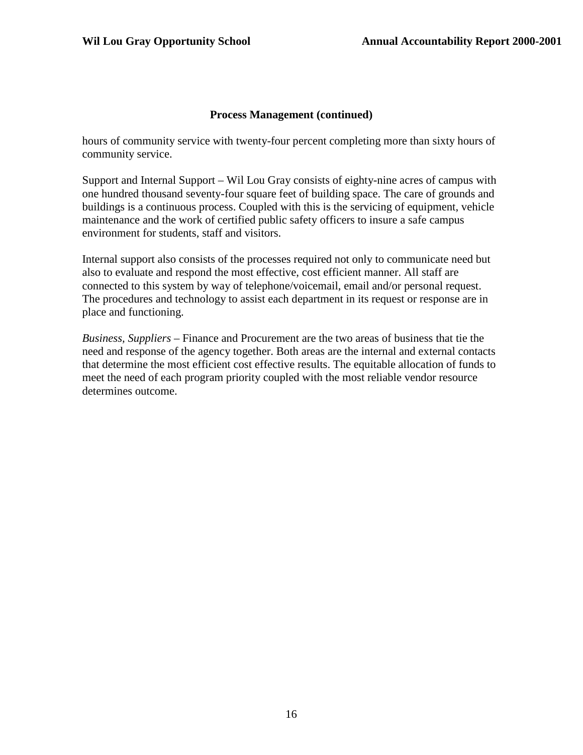### Process Management (continued)

hours of community service with twenty-four percent completing more than sixty hours of community service.

Support and Internal Support – Wil Lou Gray consists of eighty-nine acres of campus with one hundred thousand seventy-four square feet of building space. The care of grounds and buildings is a continuous process. Coupled with this is the servicing of equipment, vehicle maintenance and the work of certified public safety officers to insure a safe campus environment for students, staff and visitors.

Internal support also consists of the processes required not only to communicate need but also to evaluate and respond the most effective, cost efficient manner. All staff are connected to this system by way of telephone/voicemail, email and/or personal request. The procedures and technology to assist each department in its request or response are in place and functioning.

*Business, Suppliers* – Finance and Procurement are the two areas of business that tie the need and response of the agency together. Both areas are the internal and external contacts that determine the most efficient cost effective results. The equitable allocation of funds to meet the need of each program priority coupled with the most reliable vendor resource determines outcome.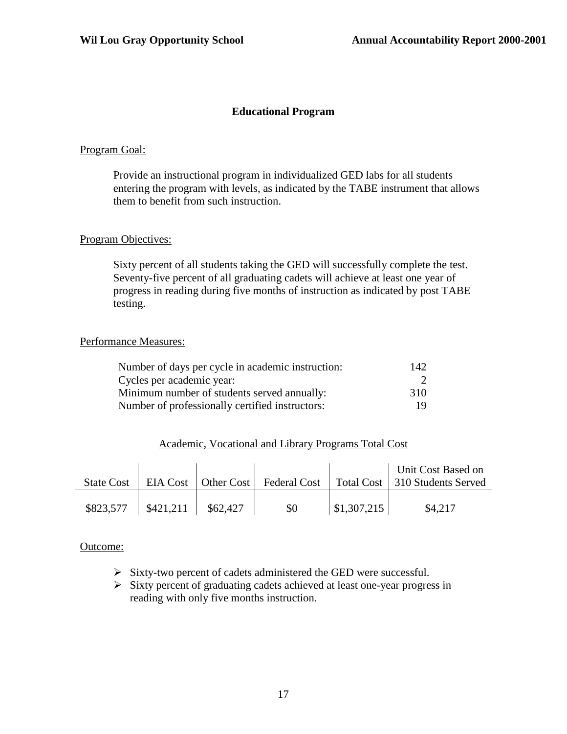## Educational Program

Program Goal:

Provide an instructional program in individualized GED labs for all students entering the program with levels, as indicated by the TABE instrument that allows them to benefit from such instruction.

Program Objectives:

Sixty percent of all students taking the GED will successfully complete the test. Seventy-five percent of all graduating cadets will achieve at least one year of progress in reading during five months of instruction as indicated by post TABE testing.

Performance Measures:

| | |
|---|---|
| Number of days per cycle in academic instruction: | 142 |
| Cycles per academic year: | 2 |
| Minimum number of students served annually: | 310 |
| Number of professionally certified instructors: | 19 |

Academic, Vocational and Library Programs Total Cost

| State Cost | EIA Cost | Other Cost | Federal Cost | Total Cost | Unit Cost Based on 310 Students Served |
|---|---|---|---|---|---|
| $823,577 | $421,211 | $62,427 | $0 | $1,307,215 | $4,217 |

Outcome:

- Sixty-two percent of cadets administered the GED were successful.
- Sixty percent of graduating cadets achieved at least one-year progress in reading with only five months instruction.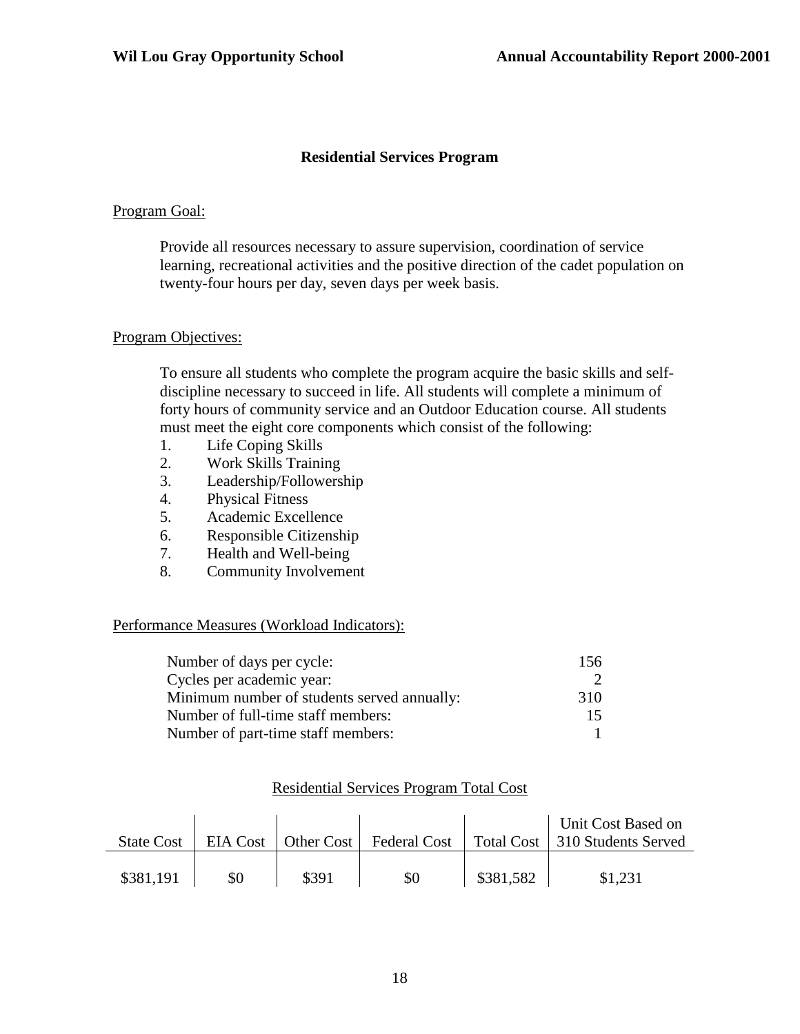## Residential Services Program

Program Goal:

Provide all resources necessary to assure supervision, coordination of service learning, recreational activities and the positive direction of the cadet population on twenty-four hours per day, seven days per week basis.

Program Objectives:

To ensure all students who complete the program acquire the basic skills and self-discipline necessary to succeed in life. All students will complete a minimum of forty hours of community service and an Outdoor Education course. All students must meet the eight core components which consist of the following:

1. Life Coping Skills
2. Work Skills Training
3. Leadership/Followership
4. Physical Fitness
5. Academic Excellence
6. Responsible Citizenship
7. Health and Well-being
8. Community Involvement

Performance Measures (Workload Indicators):

| | |
|---|---|
| Number of days per cycle: | 156 |
| Cycles per academic year: | 2 |
| Minimum number of students served annually: | 310 |
| Number of full-time staff members: | 15 |
| Number of part-time staff members: | 1 |

Residential Services Program Total Cost

| State Cost | EIA Cost | Other Cost | Federal Cost | Total Cost | Unit Cost Based on 310 Students Served |
|---|---|---|---|---|---|
| $381,191 | $0 | $391 | $0 | $381,582 | $1,231 |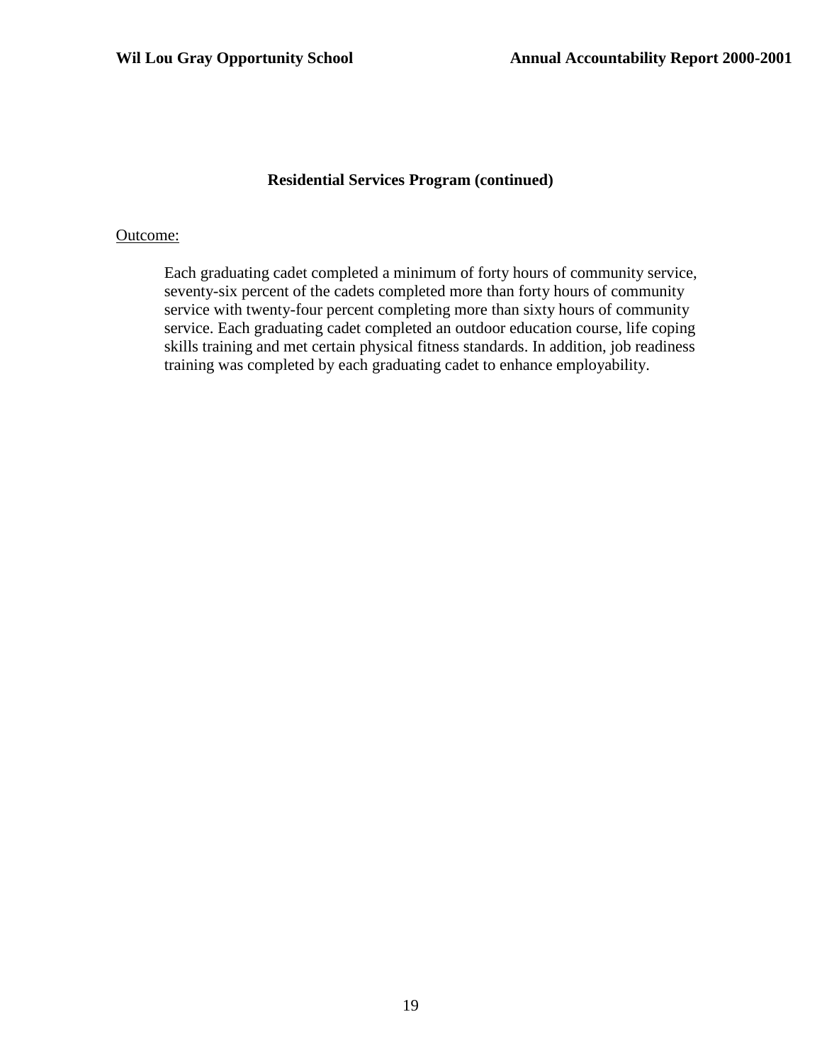### Residential Services Program (continued)

<u>Outcome:</u>

Each graduating cadet completed a minimum of forty hours of community service, seventy-six percent of the cadets completed more than forty hours of community service with twenty-four percent completing more than sixty hours of community service. Each graduating cadet completed an outdoor education course, life coping skills training and met certain physical fitness standards. In addition, job readiness training was completed by each graduating cadet to enhance employability.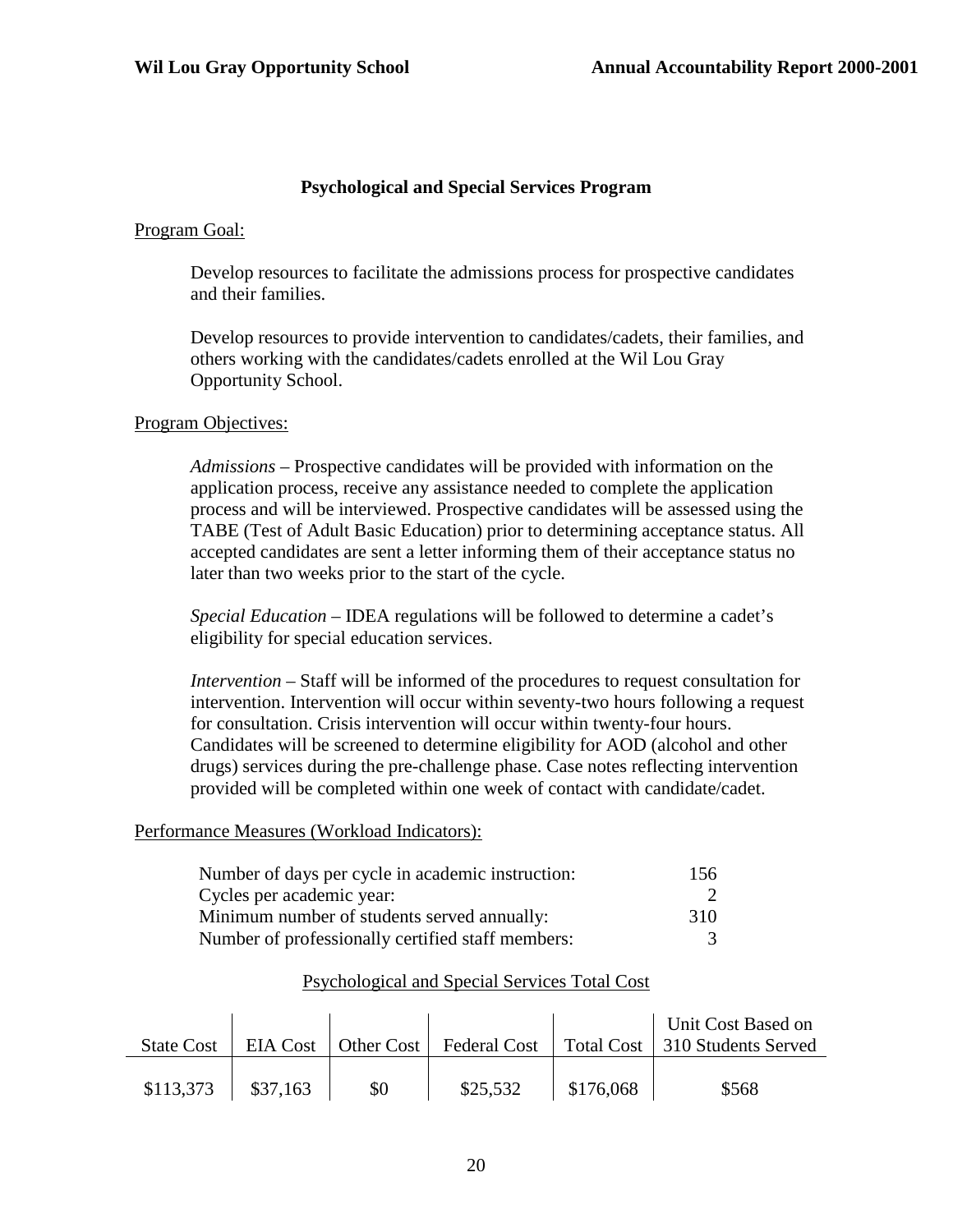## Psychological and Special Services Program

Program Goal:

Develop resources to facilitate the admissions process for prospective candidates and their families.

Develop resources to provide intervention to candidates/cadets, their families, and others working with the candidates/cadets enrolled at the Wil Lou Gray Opportunity School.

Program Objectives:

*Admissions* – Prospective candidates will be provided with information on the application process, receive any assistance needed to complete the application process and will be interviewed. Prospective candidates will be assessed using the TABE (Test of Adult Basic Education) prior to determining acceptance status. All accepted candidates are sent a letter informing them of their acceptance status no later than two weeks prior to the start of the cycle.

*Special Education* – IDEA regulations will be followed to determine a cadet's eligibility for special education services.

*Intervention* – Staff will be informed of the procedures to request consultation for intervention. Intervention will occur within seventy-two hours following a request for consultation. Crisis intervention will occur within twenty-four hours. Candidates will be screened to determine eligibility for AOD (alcohol and other drugs) services during the pre-challenge phase. Case notes reflecting intervention provided will be completed within one week of contact with candidate/cadet.

Performance Measures (Workload Indicators):

| | |
|---|---|
| Number of days per cycle in academic instruction: | 156 |
| Cycles per academic year: | 2 |
| Minimum number of students served annually: | 310 |
| Number of professionally certified staff members: | 3 |

Psychological and Special Services Total Cost

| State Cost | EIA Cost | Other Cost | Federal Cost | Total Cost | Unit Cost Based on 310 Students Served |
|---|---|---|---|---|---|
| $113,373 | $37,163 | $0 | $25,532 | $176,068 | $568 |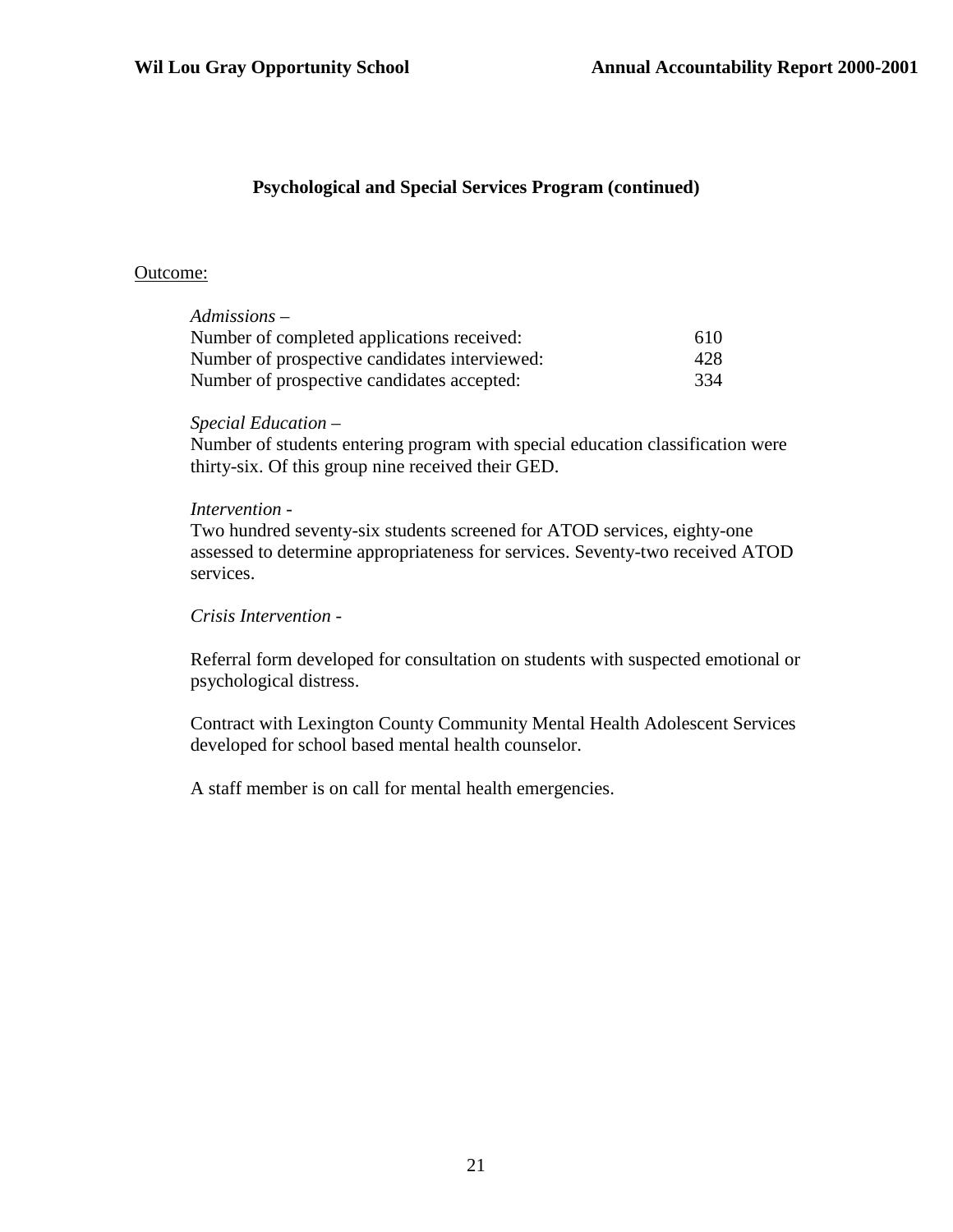## Psychological and Special Services Program (continued)

Outcome:

*Admissions* –

| | |
|---|---|
| Number of completed applications received: | 610 |
| Number of prospective candidates interviewed: | 428 |
| Number of prospective candidates accepted: | 334 |

*Special Education* –
Number of students entering program with special education classification were thirty-six. Of this group nine received their GED.

*Intervention* -
Two hundred seventy-six students screened for ATOD services, eighty-one assessed to determine appropriateness for services. Seventy-two received ATOD services.

*Crisis Intervention* -

Referral form developed for consultation on students with suspected emotional or psychological distress.

Contract with Lexington County Community Mental Health Adolescent Services developed for school based mental health counselor.

A staff member is on call for mental health emergencies.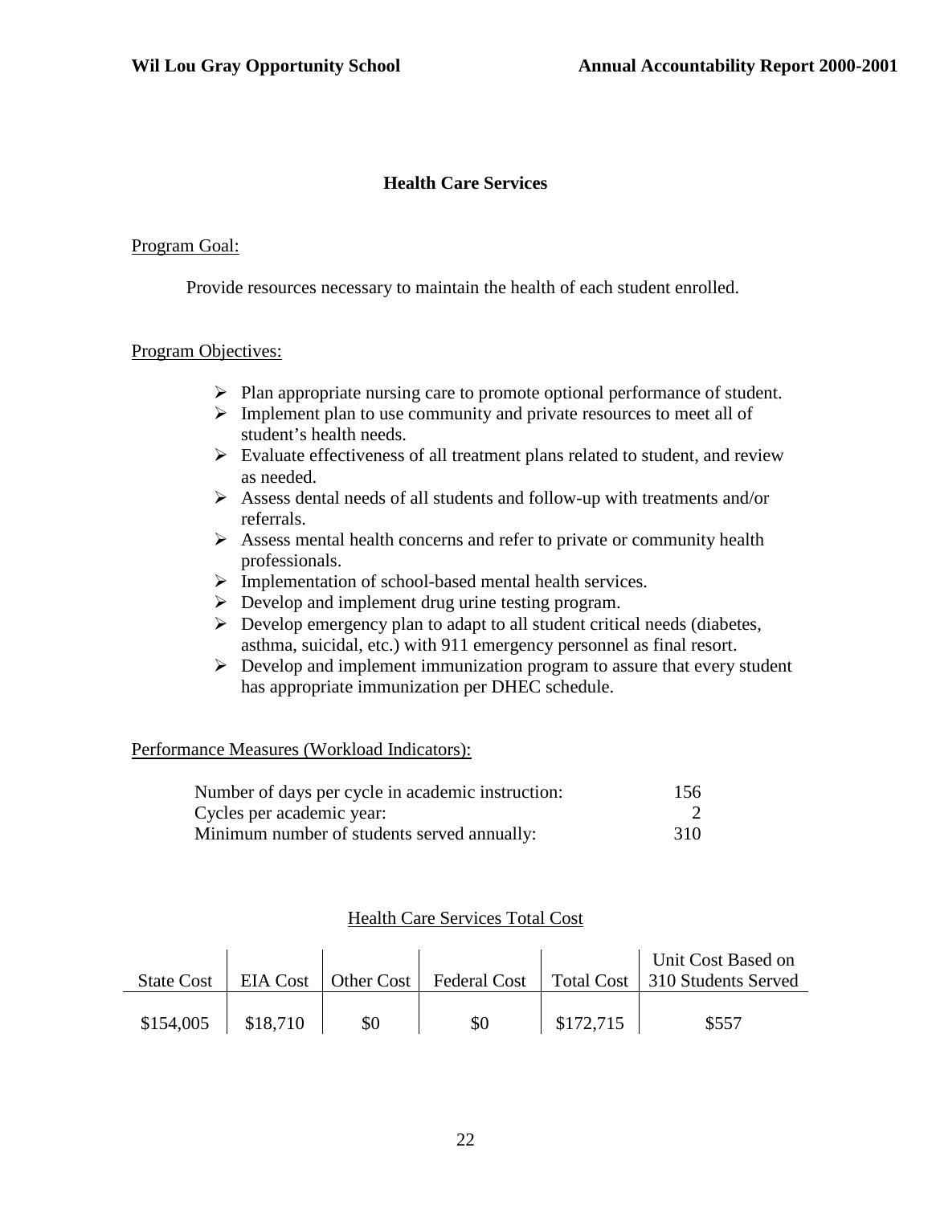## Health Care Services

Program Goal:

Provide resources necessary to maintain the health of each student enrolled.

Program Objectives:

- Plan appropriate nursing care to promote optional performance of student.
- Implement plan to use community and private resources to meet all of student's health needs.
- Evaluate effectiveness of all treatment plans related to student, and review as needed.
- Assess dental needs of all students and follow-up with treatments and/or referrals.
- Assess mental health concerns and refer to private or community health professionals.
- Implementation of school-based mental health services.
- Develop and implement drug urine testing program.
- Develop emergency plan to adapt to all student critical needs (diabetes, asthma, suicidal, etc.) with 911 emergency personnel as final resort.
- Develop and implement immunization program to assure that every student has appropriate immunization per DHEC schedule.

Performance Measures (Workload Indicators):

| | |
|---|---|
| Number of days per cycle in academic instruction: | 156 |
| Cycles per academic year: | 2 |
| Minimum number of students served annually: | 310 |

Health Care Services Total Cost

| State Cost | EIA Cost | Other Cost | Federal Cost | Total Cost | Unit Cost Based on 310 Students Served |
|---|---|---|---|---|---|
| $154,005 | $18,710 | $0 | $0 | $172,715 | $557 |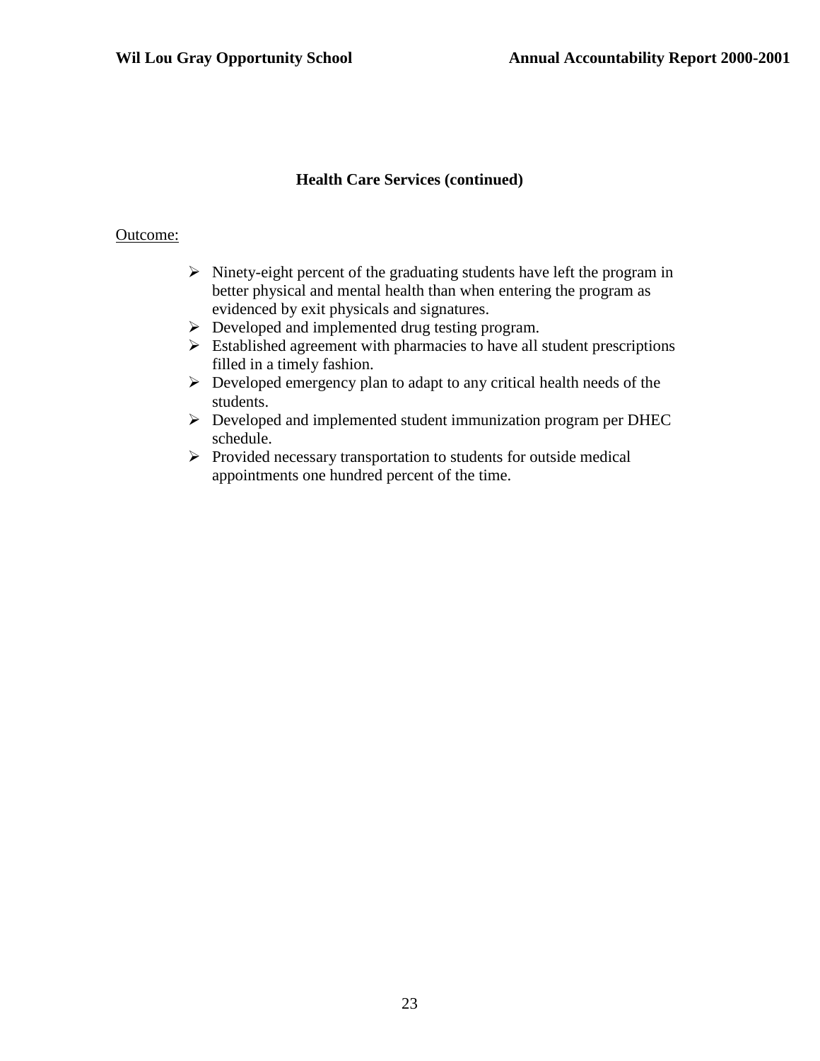## Health Care Services (continued)

Outcome:

- Ninety-eight percent of the graduating students have left the program in better physical and mental health than when entering the program as evidenced by exit physicals and signatures.
- Developed and implemented drug testing program.
- Established agreement with pharmacies to have all student prescriptions filled in a timely fashion.
- Developed emergency plan to adapt to any critical health needs of the students.
- Developed and implemented student immunization program per DHEC schedule.
- Provided necessary transportation to students for outside medical appointments one hundred percent of the time.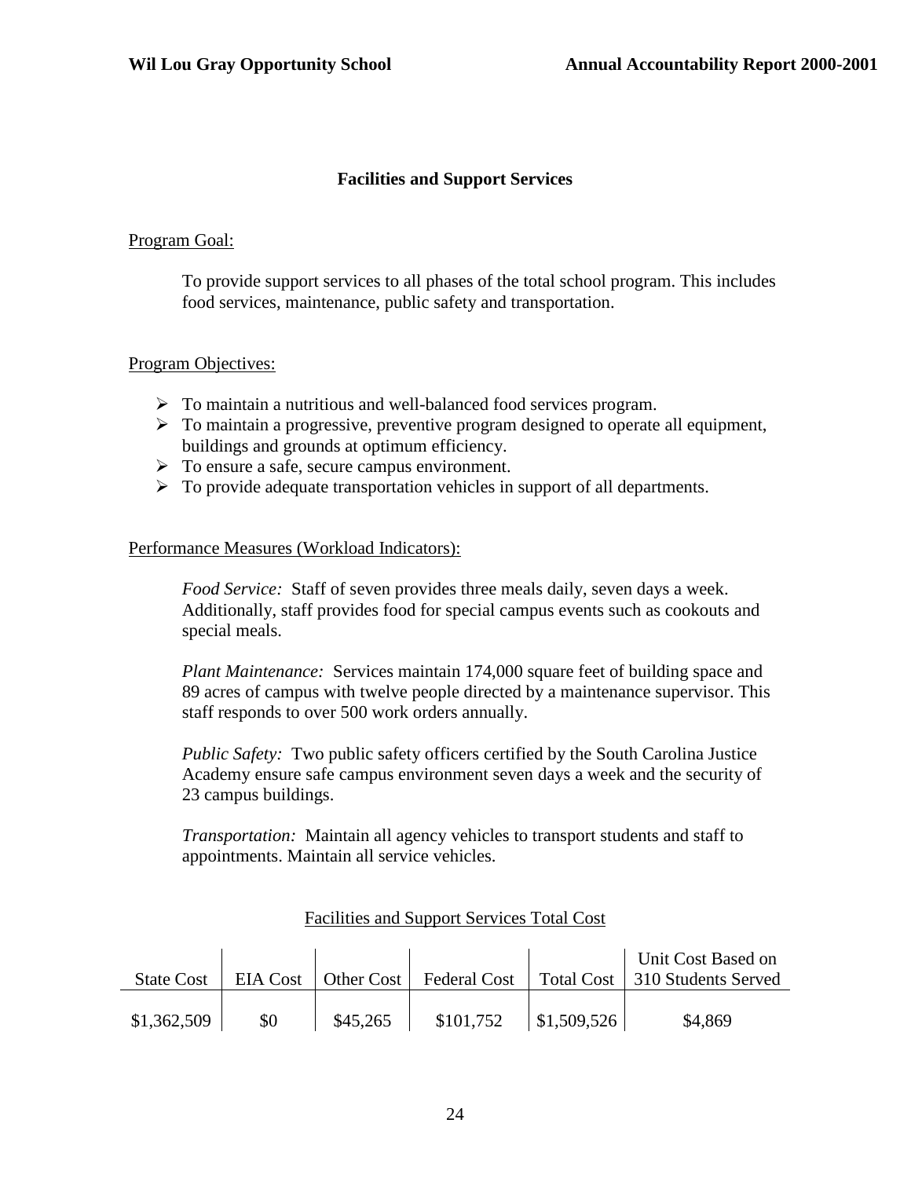## Facilities and Support Services

Program Goal:

To provide support services to all phases of the total school program. This includes food services, maintenance, public safety and transportation.

Program Objectives:

- To maintain a nutritious and well-balanced food services program.
- To maintain a progressive, preventive program designed to operate all equipment, buildings and grounds at optimum efficiency.
- To ensure a safe, secure campus environment.
- To provide adequate transportation vehicles in support of all departments.

Performance Measures (Workload Indicators):

*Food Service:* Staff of seven provides three meals daily, seven days a week. Additionally, staff provides food for special campus events such as cookouts and special meals.

*Plant Maintenance:* Services maintain 174,000 square feet of building space and 89 acres of campus with twelve people directed by a maintenance supervisor. This staff responds to over 500 work orders annually.

*Public Safety:* Two public safety officers certified by the South Carolina Justice Academy ensure safe campus environment seven days a week and the security of 23 campus buildings.

*Transportation:* Maintain all agency vehicles to transport students and staff to appointments. Maintain all service vehicles.

Facilities and Support Services Total Cost

| State Cost | EIA Cost | Other Cost | Federal Cost | Total Cost | Unit Cost Based on 310 Students Served |
|---|---|---|---|---|---|
| $1,362,509 | $0 | $45,265 | $101,752 | $1,509,526 | $4,869 |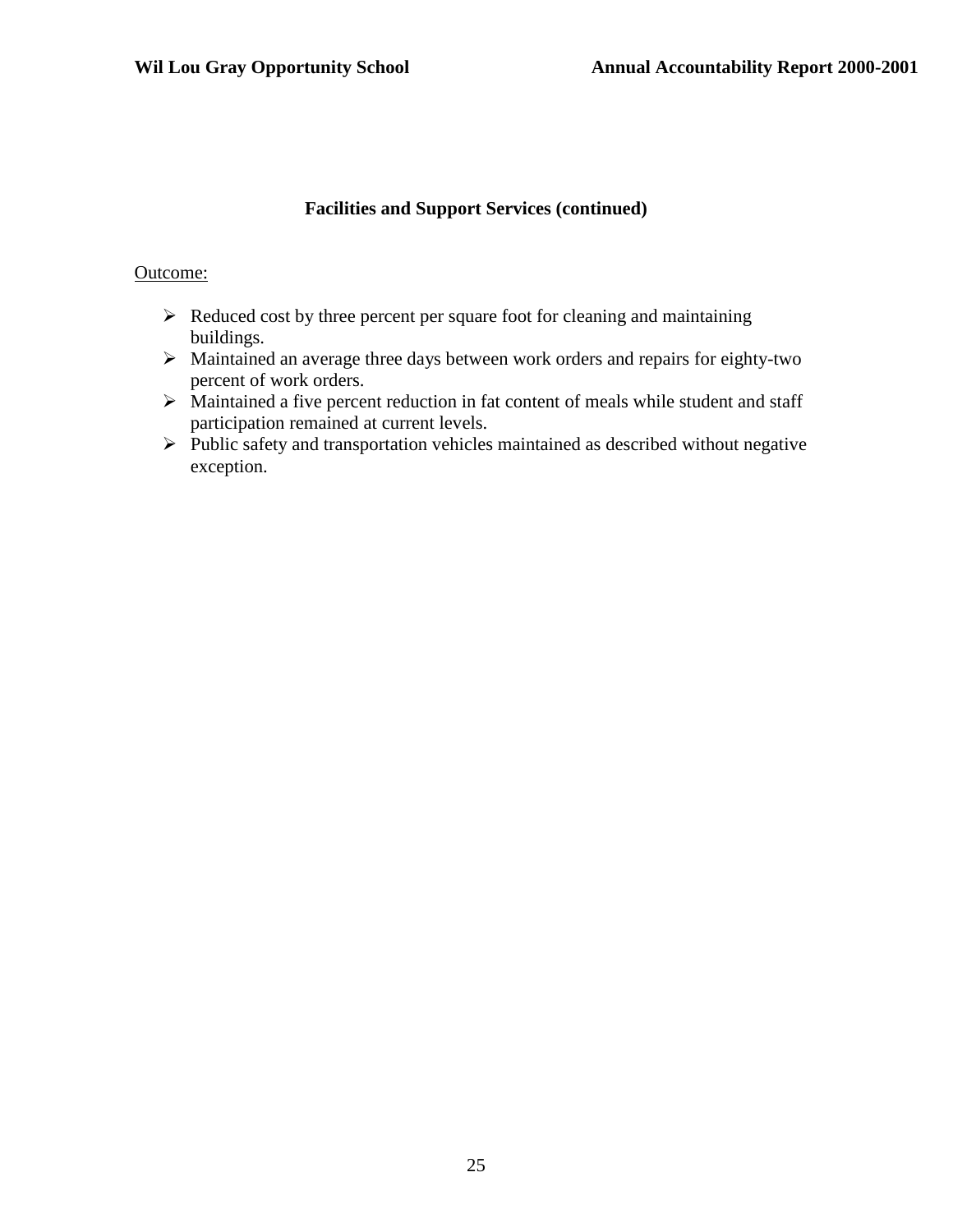## Facilities and Support Services (continued)

Outcome:

- Reduced cost by three percent per square foot for cleaning and maintaining buildings.
- Maintained an average three days between work orders and repairs for eighty-two percent of work orders.
- Maintained a five percent reduction in fat content of meals while student and staff participation remained at current levels.
- Public safety and transportation vehicles maintained as described without negative exception.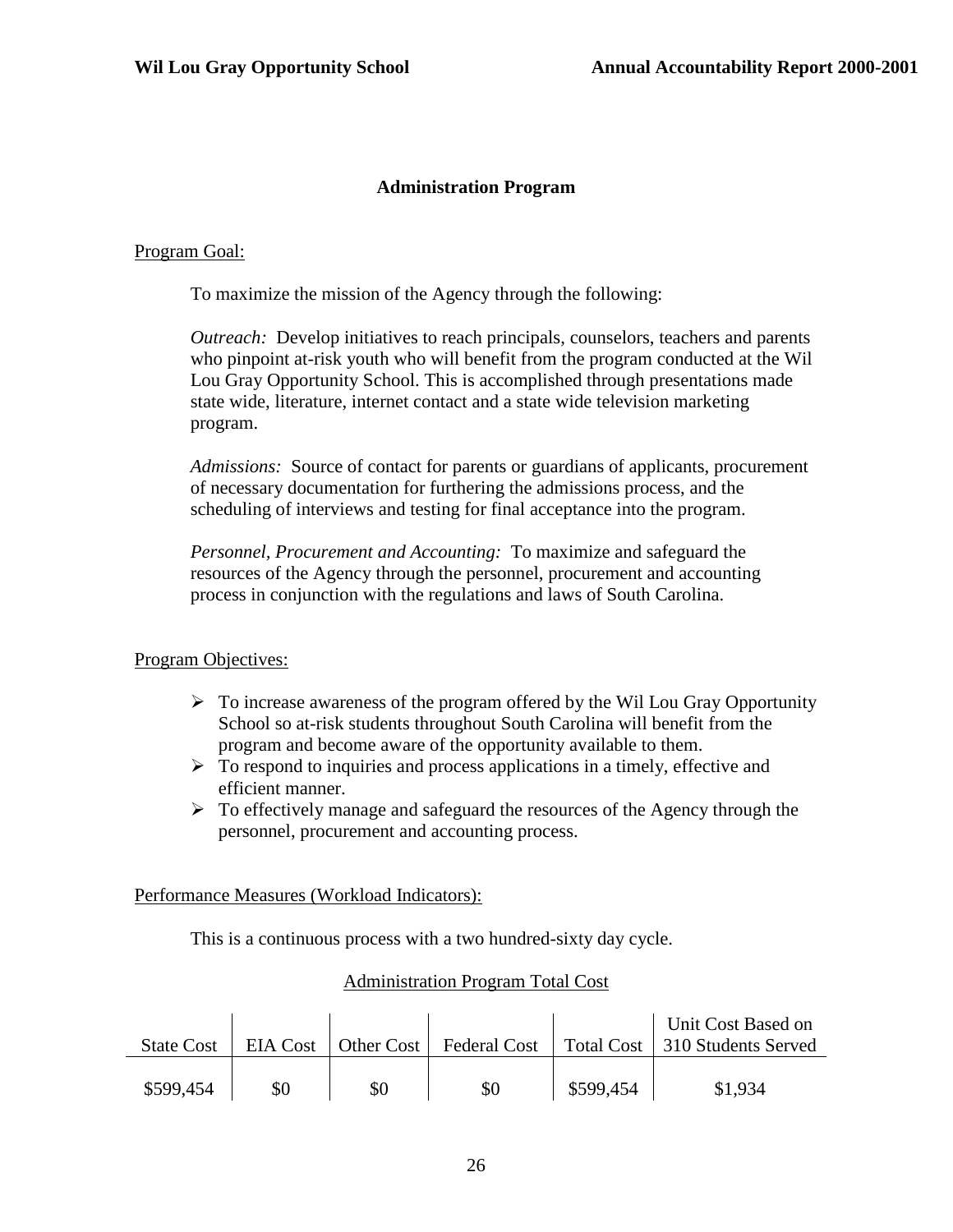## Administration Program

Program Goal:

To maximize the mission of the Agency through the following:

*Outreach:* Develop initiatives to reach principals, counselors, teachers and parents who pinpoint at-risk youth who will benefit from the program conducted at the Wil Lou Gray Opportunity School. This is accomplished through presentations made state wide, literature, internet contact and a state wide television marketing program.

*Admissions:* Source of contact for parents or guardians of applicants, procurement of necessary documentation for furthering the admissions process, and the scheduling of interviews and testing for final acceptance into the program.

*Personnel, Procurement and Accounting:* To maximize and safeguard the resources of the Agency through the personnel, procurement and accounting process in conjunction with the regulations and laws of South Carolina.

Program Objectives:

- To increase awareness of the program offered by the Wil Lou Gray Opportunity School so at-risk students throughout South Carolina will benefit from the program and become aware of the opportunity available to them.
- To respond to inquiries and process applications in a timely, effective and efficient manner.
- To effectively manage and safeguard the resources of the Agency through the personnel, procurement and accounting process.

Performance Measures (Workload Indicators):

This is a continuous process with a two hundred-sixty day cycle.

Administration Program Total Cost

| State Cost | EIA Cost | Other Cost | Federal Cost | Total Cost | Unit Cost Based on 310 Students Served |
|---|---|---|---|---|---|
| $599,454 | $0 | $0 | $0 | $599,454 | $1,934 |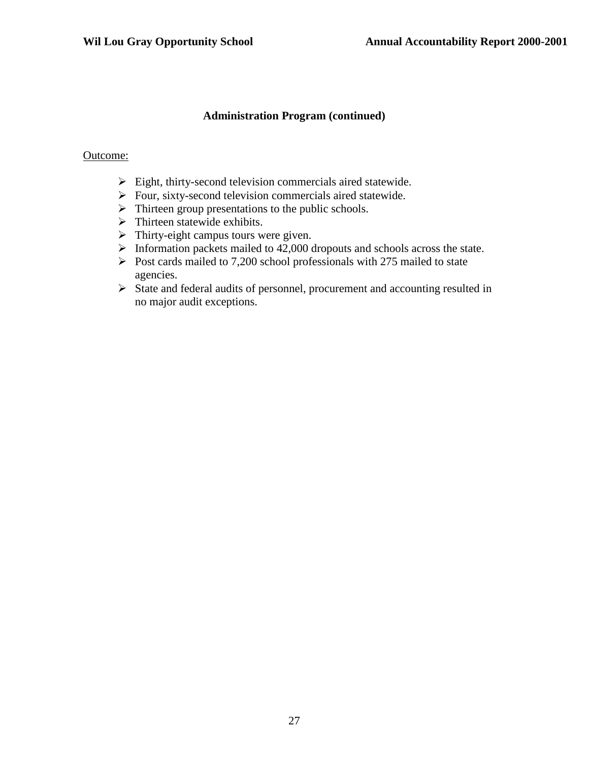## Administration Program (continued)

<u>Outcome:</u>

- Eight, thirty-second television commercials aired statewide.
- Four, sixty-second television commercials aired statewide.
- Thirteen group presentations to the public schools.
- Thirteen statewide exhibits.
- Thirty-eight campus tours were given.
- Information packets mailed to 42,000 dropouts and schools across the state.
- Post cards mailed to 7,200 school professionals with 275 mailed to state agencies.
- State and federal audits of personnel, procurement and accounting resulted in no major audit exceptions.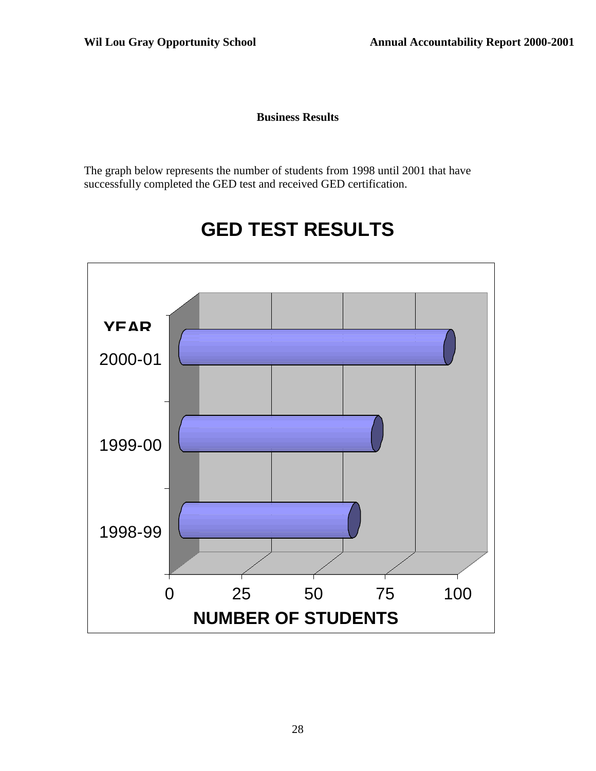## Business Results

The graph below represents the number of students from 1998 until 2001 that have successfully completed the GED test and received GED certification.

**GED TEST RESULTS**

YEAR

2000-01

1999-00

1998-99

0 25 50 75 100

NUMBER OF STUDENTS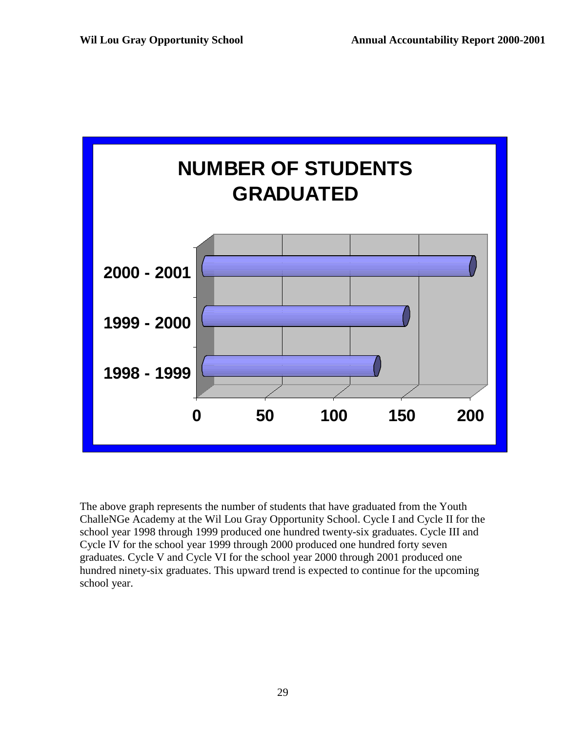NUMBER OF STUDENTS GRADUATED

2000 - 2001

1999 - 2000

1998 - 1999

0
50
100
150
200

The above graph represents the number of students that have graduated from the Youth ChalleNGe Academy at the Wil Lou Gray Opportunity School. Cycle I and Cycle II for the school year 1998 through 1999 produced one hundred twenty-six graduates. Cycle III and Cycle IV for the school year 1999 through 2000 produced one hundred forty seven graduates. Cycle V and Cycle VI for the school year 2000 through 2001 produced one hundred ninety-six graduates. This upward trend is expected to continue for the upcoming school year.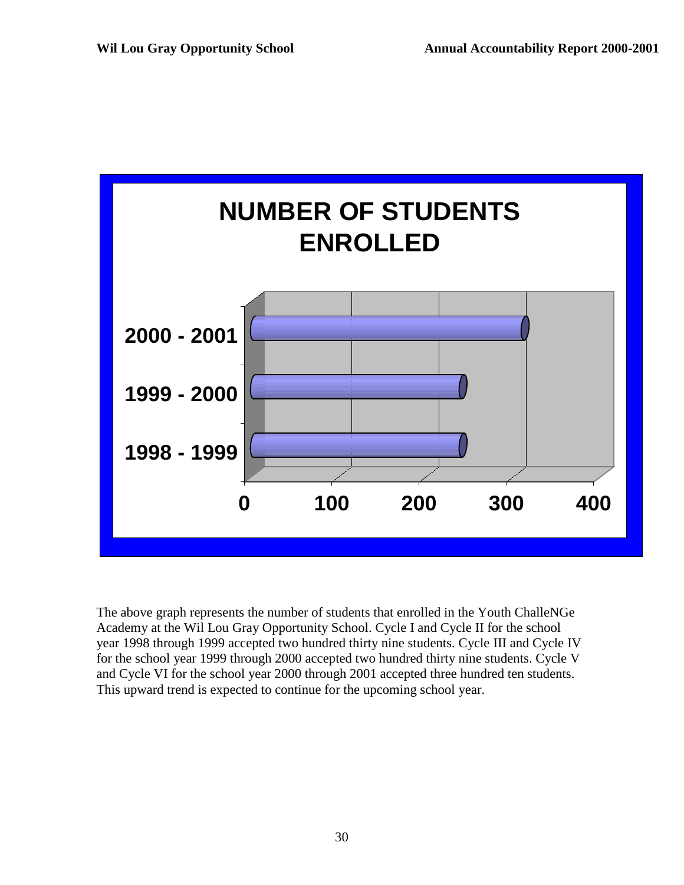NUMBER OF STUDENTS ENROLLED

2000 - 2001

1999 - 2000

1998 - 1999

0 100 200 300 400

The above graph represents the number of students that enrolled in the Youth ChalleNGe Academy at the Wil Lou Gray Opportunity School. Cycle I and Cycle II for the school year 1998 through 1999 accepted two hundred thirty nine students. Cycle III and Cycle IV for the school year 1999 through 2000 accepted two hundred thirty nine students. Cycle V and Cycle VI for the school year 2000 through 2001 accepted three hundred ten students. This upward trend is expected to continue for the upcoming school year.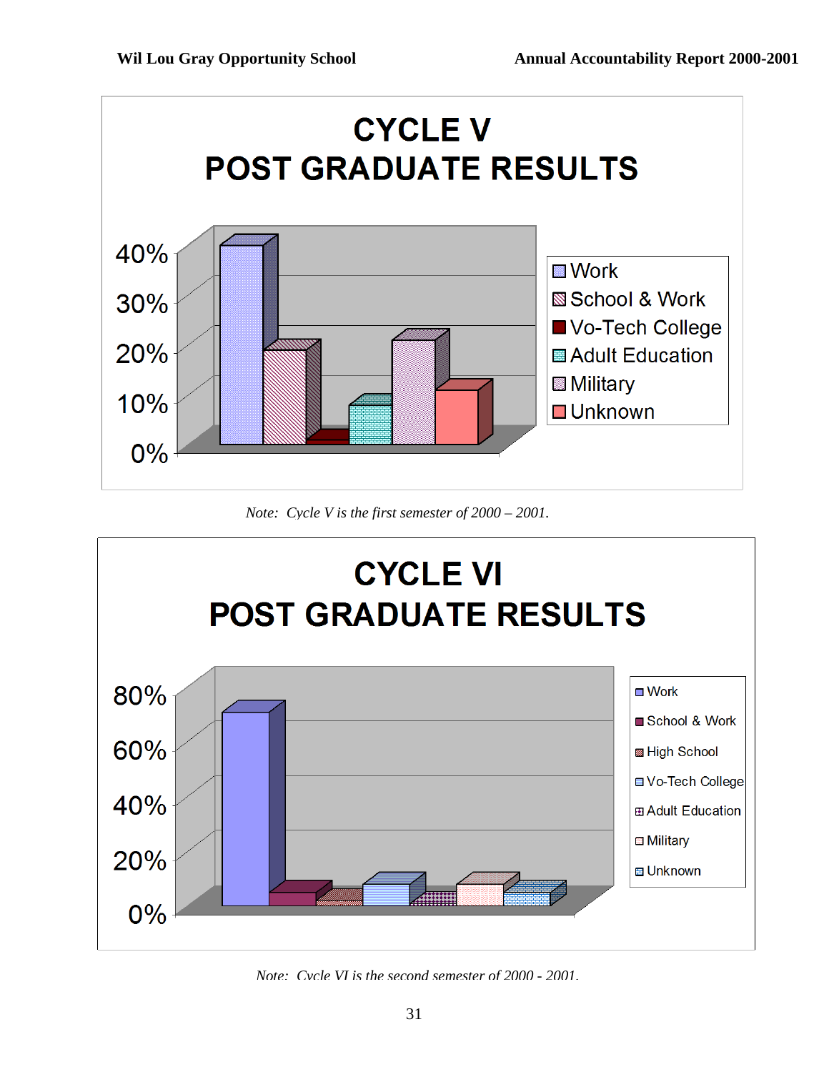CYCLE V

POST GRADUATE RESULTS

40%
30%
20%
10%
0%

Work
School & Work
Vo-Tech College
Adult Education
Military
Unknown

*Note: Cycle V is the first semester of 2000 – 2001.*

CYCLE VI

POST GRADUATE RESULTS

80%
60%
40%
20%
0%

Work
School & Work
High School
Vo-Tech College
Adult Education
Military
Unknown

*Note: Cycle VI is the second semester of 2000 - 2001.*